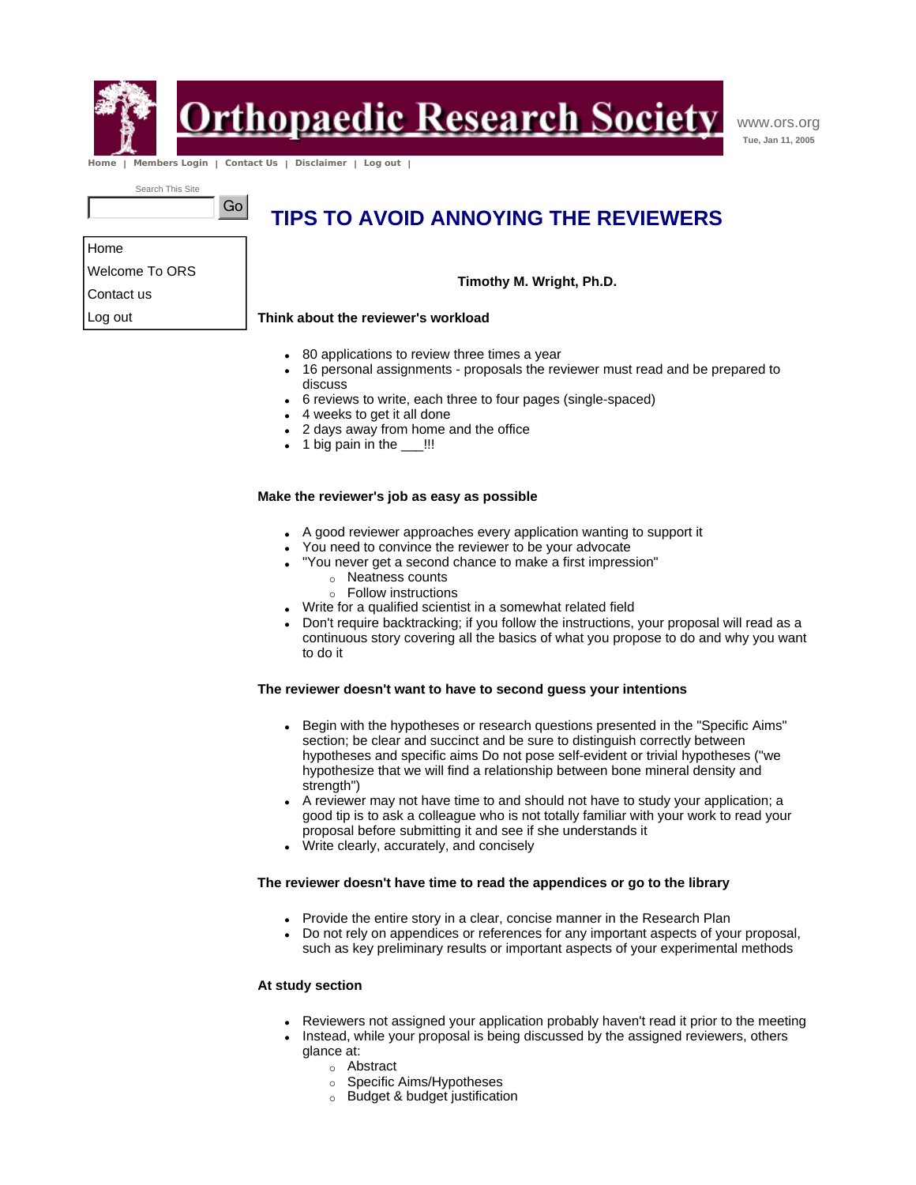# TIPS TO AVOID ANNOYING THE REVIEWERS

**Timothy M. Wright, Ph.D.**

**Think about the reviewer's workload**

- 80 applications to review three times a year
- 16 personal assignments - proposals the reviewer must read and be prepared to discuss
- 6 reviews to write, each three to four pages (single-spaced)
- 4 weeks to get it all done
- 2 days away from home and the office
- 1 big pain in the ___!!!

**Make the reviewer's job as easy as possible**

- A good reviewer approaches every application wanting to support it
- You need to convince the reviewer to be your advocate
- "You never get a second chance to make a first impression"
  - Neatness counts
  - Follow instructions
- Write for a qualified scientist in a somewhat related field
- Don't require backtracking; if you follow the instructions, your proposal will read as a continuous story covering all the basics of what you propose to do and why you want to do it

**The reviewer doesn't want to have to second guess your intentions**

- Begin with the hypotheses or research questions presented in the "Specific Aims" section; be clear and succinct and be sure to distinguish correctly between hypotheses and specific aims Do not pose self-evident or trivial hypotheses ("we hypothesize that we will find a relationship between bone mineral density and strength")
- A reviewer may not have time to and should not have to study your application; a good tip is to ask a colleague who is not totally familiar with your work to read your proposal before submitting it and see if she understands it
- Write clearly, accurately, and concisely

**The reviewer doesn't have time to read the appendices or go to the library**

- Provide the entire story in a clear, concise manner in the Research Plan
- Do not rely on appendices or references for any important aspects of your proposal, such as key preliminary results or important aspects of your experimental methods

**At study section**

- Reviewers not assigned your application probably haven't read it prior to the meeting
- Instead, while your proposal is being discussed by the assigned reviewers, others glance at:
  - Abstract
  - Specific Aims/Hypotheses
  - Budget & budget justification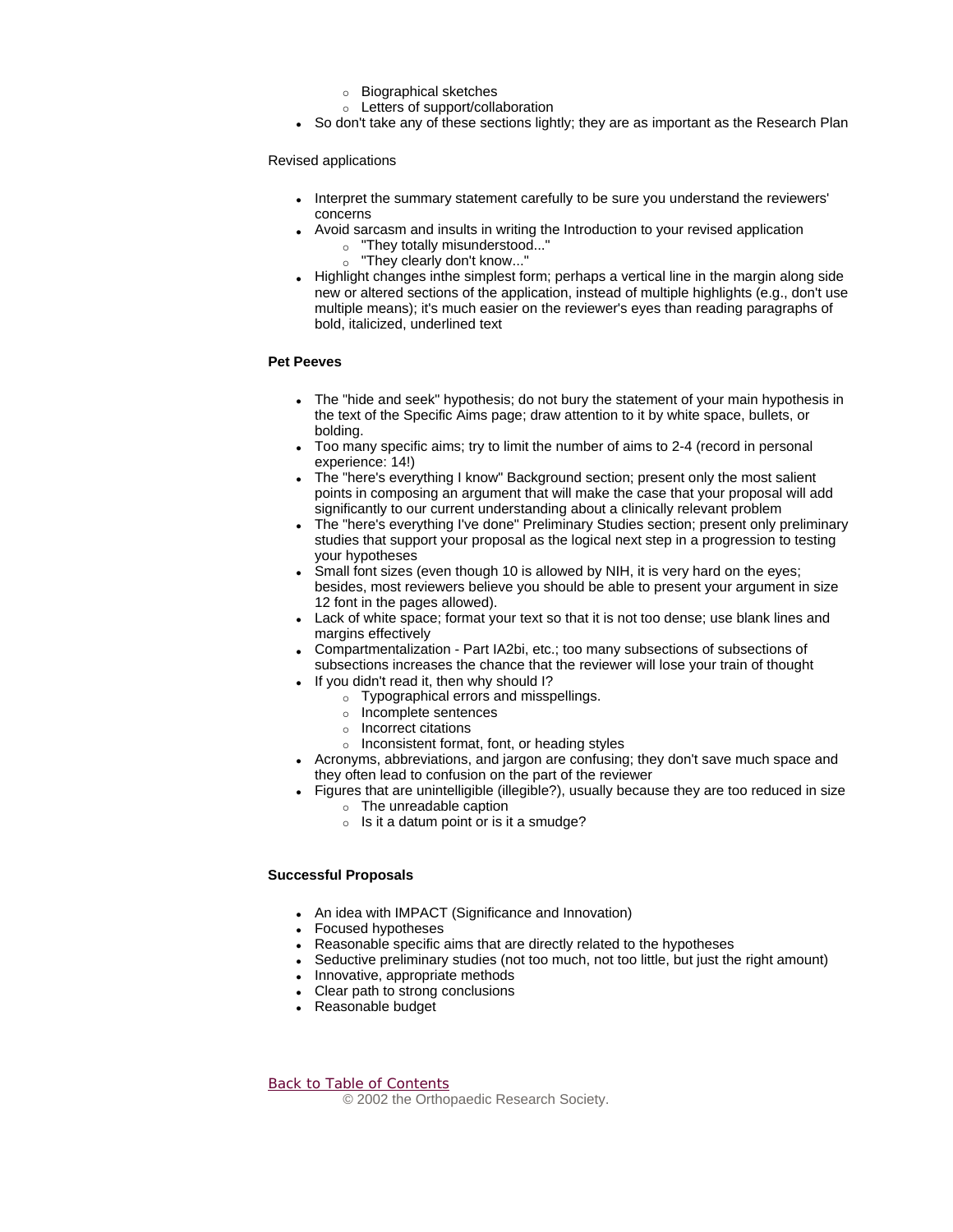- Biographical sketches
  - Letters of support/collaboration
- So don't take any of these sections lightly; they are as important as the Research Plan

Revised applications

- Interpret the summary statement carefully to be sure you understand the reviewers' concerns
- Avoid sarcasm and insults in writing the Introduction to your revised application
  - "They totally misunderstood..."
  - "They clearly don't know..."
- Highlight changes inthe simplest form; perhaps a vertical line in the margin along side new or altered sections of the application, instead of multiple highlights (e.g., don't use multiple means); it's much easier on the reviewer's eyes than reading paragraphs of bold, italicized, underlined text

**Pet Peeves**

- The "hide and seek" hypothesis; do not bury the statement of your main hypothesis in the text of the Specific Aims page; draw attention to it by white space, bullets, or bolding.
- Too many specific aims; try to limit the number of aims to 2-4 (record in personal experience: 14!)
- The "here's everything I know" Background section; present only the most salient points in composing an argument that will make the case that your proposal will add significantly to our current understanding about a clinically relevant problem
- The "here's everything I've done" Preliminary Studies section; present only preliminary studies that support your proposal as the logical next step in a progression to testing your hypotheses
- Small font sizes (even though 10 is allowed by NIH, it is very hard on the eyes; besides, most reviewers believe you should be able to present your argument in size 12 font in the pages allowed).
- Lack of white space; format your text so that it is not too dense; use blank lines and margins effectively
- Compartmentalization - Part IA2bi, etc.; too many subsections of subsections of subsections increases the chance that the reviewer will lose your train of thought
- If you didn't read it, then why should I?
  - Typographical errors and misspellings.
  - Incomplete sentences
  - Incorrect citations
  - Inconsistent format, font, or heading styles
- Acronyms, abbreviations, and jargon are confusing; they don't save much space and they often lead to confusion on the part of the reviewer
- Figures that are unintelligible (illegible?), usually because they are too reduced in size
  - The unreadable caption
  - Is it a datum point or is it a smudge?

**Successful Proposals**

- An idea with IMPACT (Significance and Innovation)
- Focused hypotheses
- Reasonable specific aims that are directly related to the hypotheses
- Seductive preliminary studies (not too much, not too little, but just the right amount)
- Innovative, appropriate methods
- Clear path to strong conclusions
- Reasonable budget

Back to Table of Contents

© 2002 the Orthopaedic Research Society.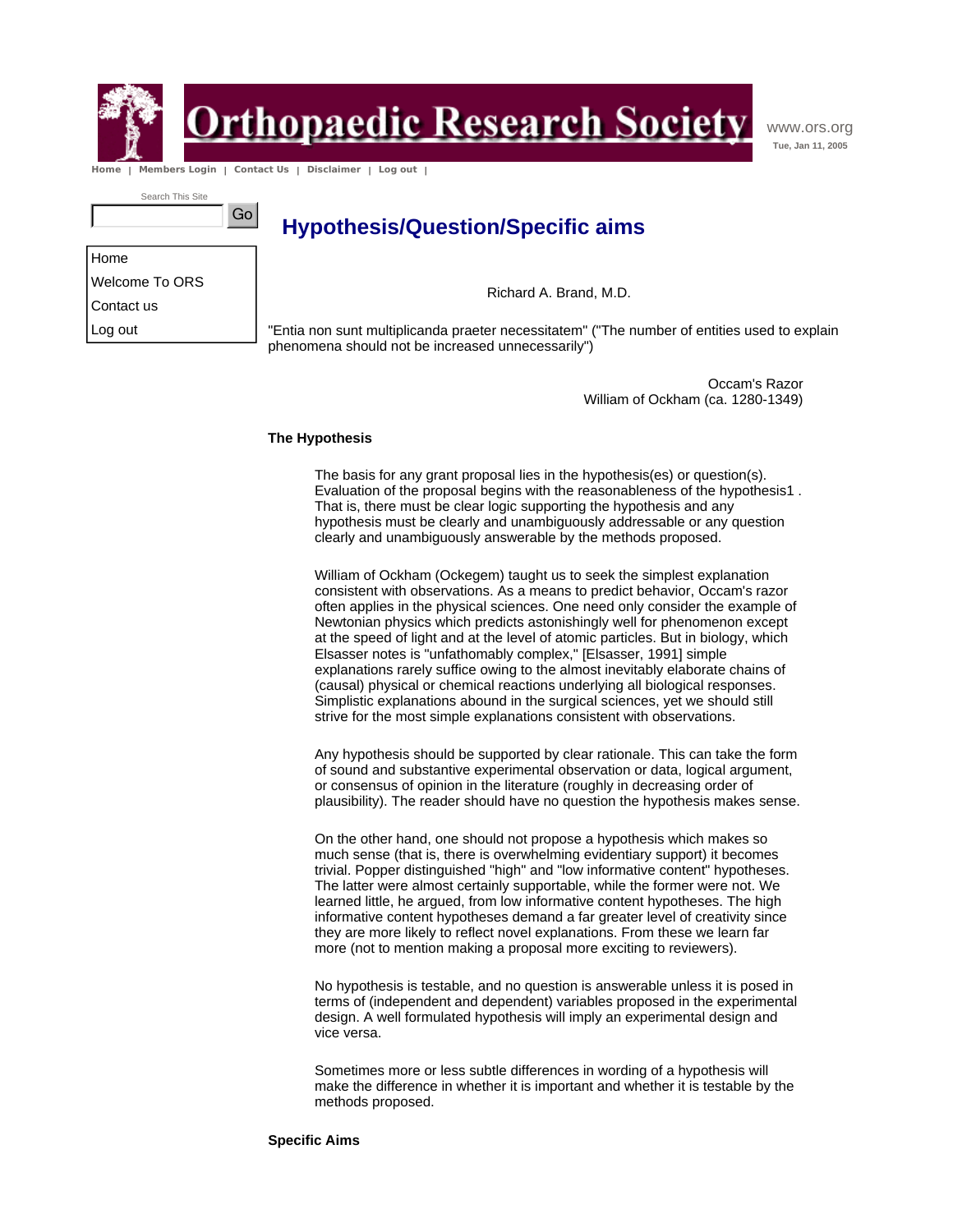# Hypothesis/Question/Specific aims

Richard A. Brand, M.D.

"Entia non sunt multiplicanda praeter necessitatem" ("The number of entities used to explain phenomena should not be increased unnecessarily")

Occam's Razor
William of Ockham (ca. 1280-1349)

**The Hypothesis**

The basis for any grant proposal lies in the hypothesis(es) or question(s). Evaluation of the proposal begins with the reasonableness of the hypothesis1 . That is, there must be clear logic supporting the hypothesis and any hypothesis must be clearly and unambiguously addressable or any question clearly and unambiguously answerable by the methods proposed.

William of Ockham (Ockegem) taught us to seek the simplest explanation consistent with observations. As a means to predict behavior, Occam's razor often applies in the physical sciences. One need only consider the example of Newtonian physics which predicts astonishingly well for phenomenon except at the speed of light and at the level of atomic particles. But in biology, which Elsasser notes is "unfathomably complex," [Elsasser, 1991] simple explanations rarely suffice owing to the almost inevitably elaborate chains of (causal) physical or chemical reactions underlying all biological responses. Simplistic explanations abound in the surgical sciences, yet we should still strive for the most simple explanations consistent with observations.

Any hypothesis should be supported by clear rationale. This can take the form of sound and substantive experimental observation or data, logical argument, or consensus of opinion in the literature (roughly in decreasing order of plausibility). The reader should have no question the hypothesis makes sense.

On the other hand, one should not propose a hypothesis which makes so much sense (that is, there is overwhelming evidentiary support) it becomes trivial. Popper distinguished "high" and "low informative content" hypotheses. The latter were almost certainly supportable, while the former were not. We learned little, he argued, from low informative content hypotheses. The high informative content hypotheses demand a far greater level of creativity since they are more likely to reflect novel explanations. From these we learn far more (not to mention making a proposal more exciting to reviewers).

No hypothesis is testable, and no question is answerable unless it is posed in terms of (independent and dependent) variables proposed in the experimental design. A well formulated hypothesis will imply an experimental design and vice versa.

Sometimes more or less subtle differences in wording of a hypothesis will make the difference in whether it is important and whether it is testable by the methods proposed.

**Specific Aims**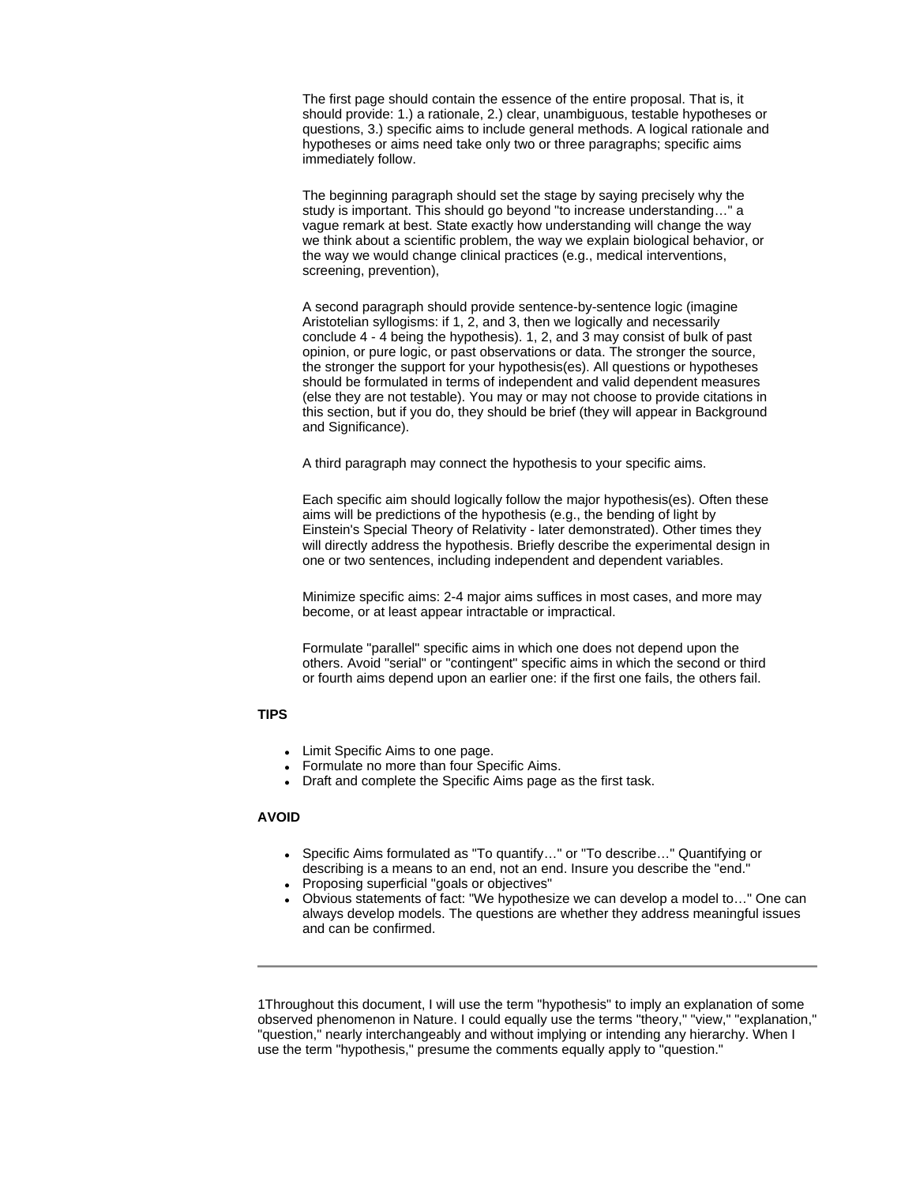The first page should contain the essence of the entire proposal. That is, it should provide: 1.) a rationale, 2.) clear, unambiguous, testable hypotheses or questions, 3.) specific aims to include general methods. A logical rationale and hypotheses or aims need take only two or three paragraphs; specific aims immediately follow.

The beginning paragraph should set the stage by saying precisely why the study is important. This should go beyond "to increase understanding…" a vague remark at best. State exactly how understanding will change the way we think about a scientific problem, the way we explain biological behavior, or the way we would change clinical practices (e.g., medical interventions, screening, prevention),

A second paragraph should provide sentence-by-sentence logic (imagine Aristotelian syllogisms: if 1, 2, and 3, then we logically and necessarily conclude 4 - 4 being the hypothesis). 1, 2, and 3 may consist of bulk of past opinion, or pure logic, or past observations or data. The stronger the source, the stronger the support for your hypothesis(es). All questions or hypotheses should be formulated in terms of independent and valid dependent measures (else they are not testable). You may or may not choose to provide citations in this section, but if you do, they should be brief (they will appear in Background and Significance).

A third paragraph may connect the hypothesis to your specific aims.

Each specific aim should logically follow the major hypothesis(es). Often these aims will be predictions of the hypothesis (e.g., the bending of light by Einstein's Special Theory of Relativity - later demonstrated). Other times they will directly address the hypothesis. Briefly describe the experimental design in one or two sentences, including independent and dependent variables.

Minimize specific aims: 2-4 major aims suffices in most cases, and more may become, or at least appear intractable or impractical.

Formulate "parallel" specific aims in which one does not depend upon the others. Avoid "serial" or "contingent" specific aims in which the second or third or fourth aims depend upon an earlier one: if the first one fails, the others fail.

**TIPS**

- Limit Specific Aims to one page.
- Formulate no more than four Specific Aims.
- Draft and complete the Specific Aims page as the first task.

**AVOID**

- Specific Aims formulated as "To quantify…" or "To describe…" Quantifying or describing is a means to an end, not an end. Insure you describe the "end."
- Proposing superficial "goals or objectives"
- Obvious statements of fact: "We hypothesize we can develop a model to…" One can always develop models. The questions are whether they address meaningful issues and can be confirmed.

---

1Throughout this document, I will use the term "hypothesis" to imply an explanation of some observed phenomenon in Nature. I could equally use the terms "theory," "view," "explanation," "question," nearly interchangeably and without implying or intending any hierarchy. When I use the term "hypothesis," presume the comments equally apply to "question."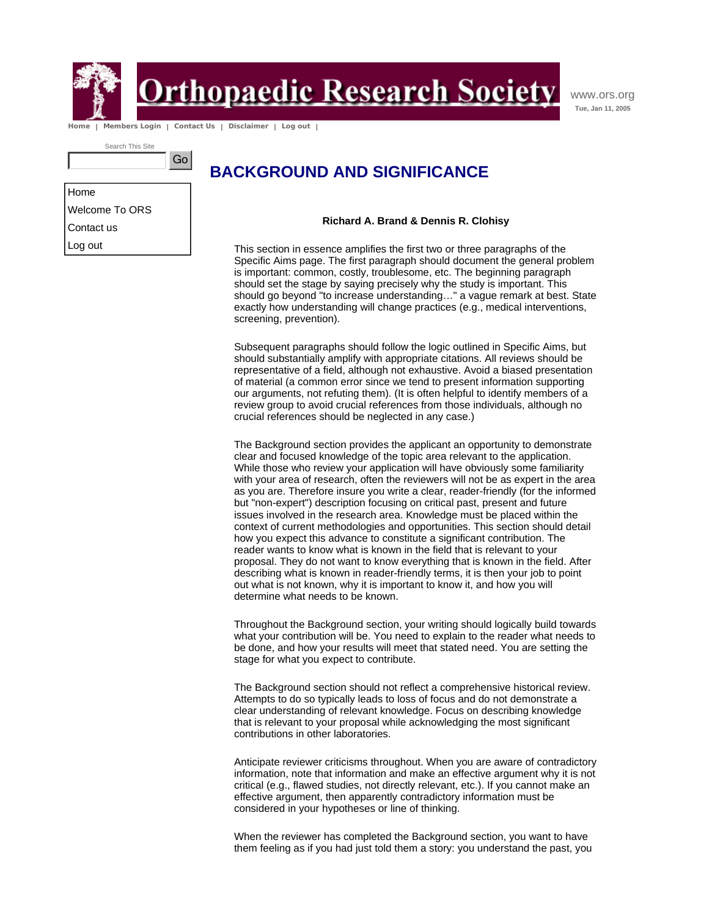# BACKGROUND AND SIGNIFICANCE

**Richard A. Brand & Dennis R. Clohisy**

This section in essence amplifies the first two or three paragraphs of the Specific Aims page. The first paragraph should document the general problem is important: common, costly, troublesome, etc. The beginning paragraph should set the stage by saying precisely why the study is important. This should go beyond "to increase understanding…" a vague remark at best. State exactly how understanding will change practices (e.g., medical interventions, screening, prevention).

Subsequent paragraphs should follow the logic outlined in Specific Aims, but should substantially amplify with appropriate citations. All reviews should be representative of a field, although not exhaustive. Avoid a biased presentation of material (a common error since we tend to present information supporting our arguments, not refuting them). (It is often helpful to identify members of a review group to avoid crucial references from those individuals, although no crucial references should be neglected in any case.)

The Background section provides the applicant an opportunity to demonstrate clear and focused knowledge of the topic area relevant to the application. While those who review your application will have obviously some familiarity with your area of research, often the reviewers will not be as expert in the area as you are. Therefore insure you write a clear, reader-friendly (for the informed but "non-expert") description focusing on critical past, present and future issues involved in the research area. Knowledge must be placed within the context of current methodologies and opportunities. This section should detail how you expect this advance to constitute a significant contribution. The reader wants to know what is known in the field that is relevant to your proposal. They do not want to know everything that is known in the field. After describing what is known in reader-friendly terms, it is then your job to point out what is not known, why it is important to know it, and how you will determine what needs to be known.

Throughout the Background section, your writing should logically build towards what your contribution will be. You need to explain to the reader what needs to be done, and how your results will meet that stated need. You are setting the stage for what you expect to contribute.

The Background section should not reflect a comprehensive historical review. Attempts to do so typically leads to loss of focus and do not demonstrate a clear understanding of relevant knowledge. Focus on describing knowledge that is relevant to your proposal while acknowledging the most significant contributions in other laboratories.

Anticipate reviewer criticisms throughout. When you are aware of contradictory information, note that information and make an effective argument why it is not critical (e.g., flawed studies, not directly relevant, etc.). If you cannot make an effective argument, then apparently contradictory information must be considered in your hypotheses or line of thinking.

When the reviewer has completed the Background section, you want to have them feeling as if you had just told them a story: you understand the past, you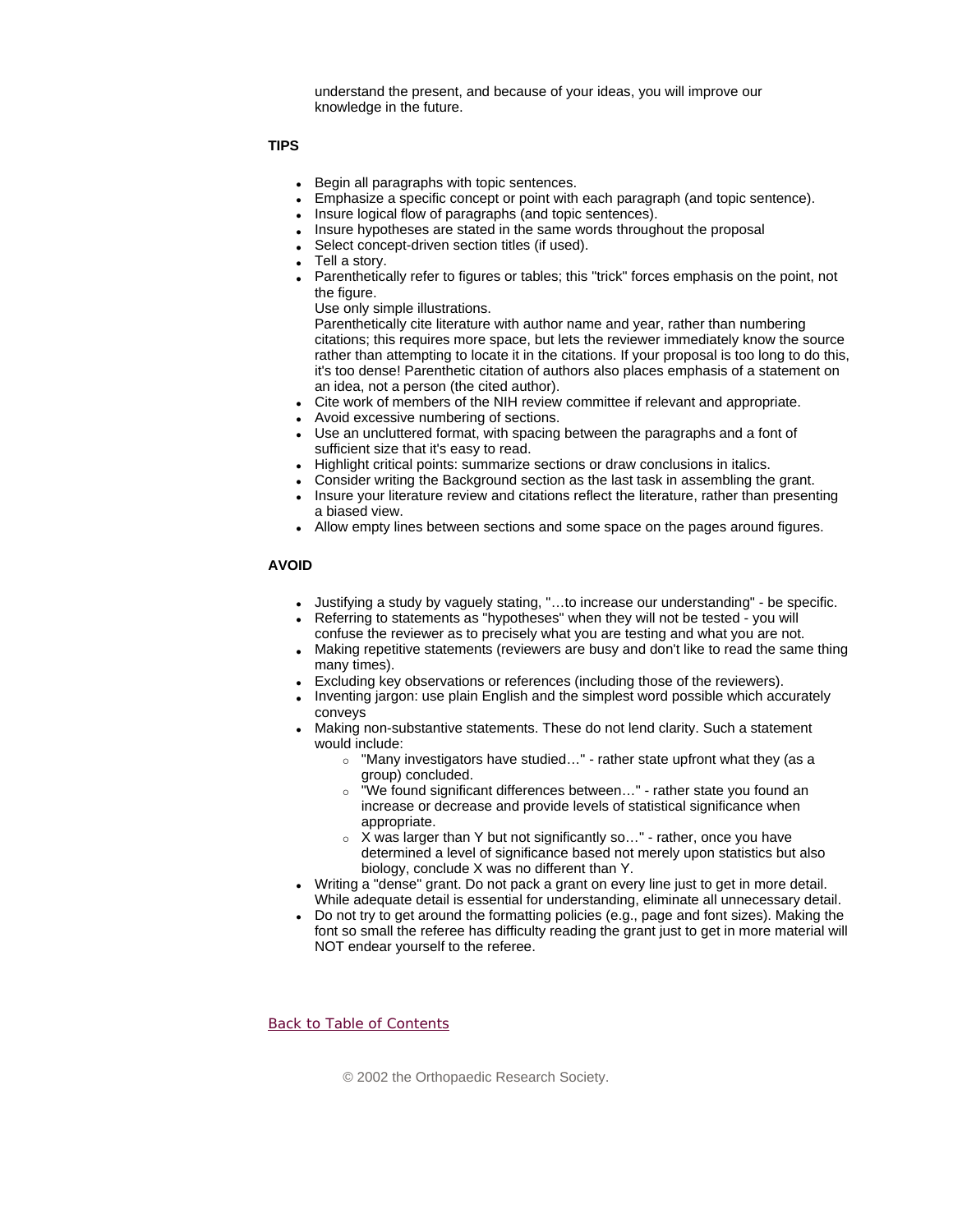understand the present, and because of your ideas, you will improve our knowledge in the future.

**TIPS**

- Begin all paragraphs with topic sentences.
- Emphasize a specific concept or point with each paragraph (and topic sentence).
- Insure logical flow of paragraphs (and topic sentences).
- Insure hypotheses are stated in the same words throughout the proposal
- Select concept-driven section titles (if used).
- Tell a story.
- Parenthetically refer to figures or tables; this "trick" forces emphasis on the point, not the figure.
  Use only simple illustrations.
  Parenthetically cite literature with author name and year, rather than numbering citations; this requires more space, but lets the reviewer immediately know the source rather than attempting to locate it in the citations. If your proposal is too long to do this, it's too dense! Parenthetic citation of authors also places emphasis of a statement on an idea, not a person (the cited author).
- Cite work of members of the NIH review committee if relevant and appropriate.
- Avoid excessive numbering of sections.
- Use an uncluttered format, with spacing between the paragraphs and a font of sufficient size that it's easy to read.
- Highlight critical points: summarize sections or draw conclusions in italics.
- Consider writing the Background section as the last task in assembling the grant.
- Insure your literature review and citations reflect the literature, rather than presenting a biased view.
- Allow empty lines between sections and some space on the pages around figures.

**AVOID**

- Justifying a study by vaguely stating, "…to increase our understanding" - be specific.
- Referring to statements as "hypotheses" when they will not be tested - you will confuse the reviewer as to precisely what you are testing and what you are not.
- Making repetitive statements (reviewers are busy and don't like to read the same thing many times).
- Excluding key observations or references (including those of the reviewers).
- Inventing jargon: use plain English and the simplest word possible which accurately conveys
- Making non-substantive statements. These do not lend clarity. Such a statement would include:
  - "Many investigators have studied…" - rather state upfront what they (as a group) concluded.
  - "We found significant differences between…" - rather state you found an increase or decrease and provide levels of statistical significance when appropriate.
  - X was larger than Y but not significantly so…" - rather, once you have determined a level of significance based not merely upon statistics but also biology, conclude X was no different than Y.
- Writing a "dense" grant. Do not pack a grant on every line just to get in more detail. While adequate detail is essential for understanding, eliminate all unnecessary detail.
- Do not try to get around the formatting policies (e.g., page and font sizes). Making the font so small the referee has difficulty reading the grant just to get in more material will NOT endear yourself to the referee.

Back to Table of Contents

© 2002 the Orthopaedic Research Society.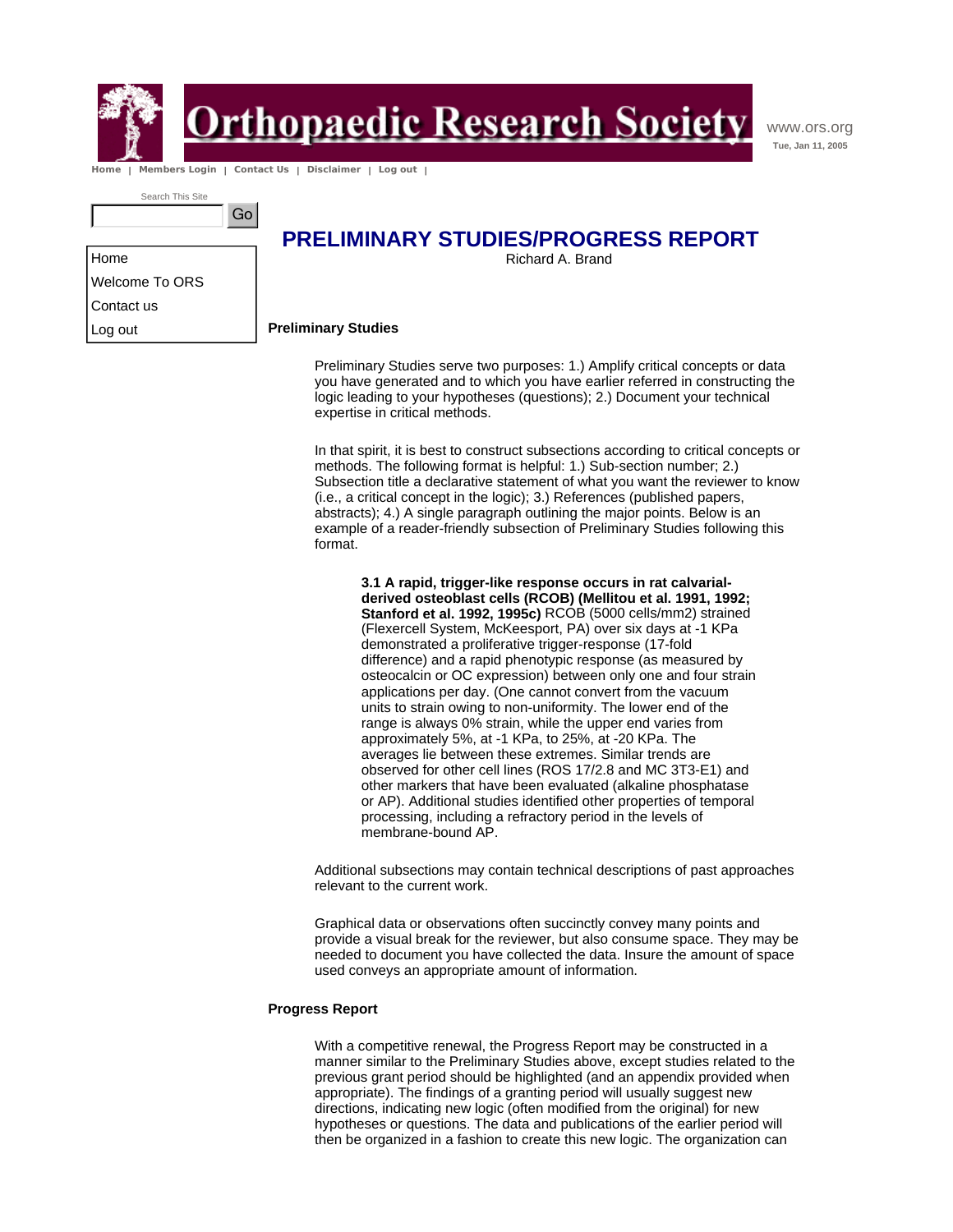# PRELIMINARY STUDIES/PROGRESS REPORT

Richard A. Brand

## Preliminary Studies

Preliminary Studies serve two purposes: 1.) Amplify critical concepts or data you have generated and to which you have earlier referred in constructing the logic leading to your hypotheses (questions); 2.) Document your technical expertise in critical methods.

In that spirit, it is best to construct subsections according to critical concepts or methods. The following format is helpful: 1.) Sub-section number; 2.) Subsection title a declarative statement of what you want the reviewer to know (i.e., a critical concept in the logic); 3.) References (published papers, abstracts); 4.) A single paragraph outlining the major points. Below is an example of a reader-friendly subsection of Preliminary Studies following this format.

> **3.1 A rapid, trigger-like response occurs in rat calvarial-derived osteoblast cells (RCOB) (Mellitou et al. 1991, 1992; Stanford et al. 1992, 1995c)** RCOB (5000 cells/mm2) strained (Flexercell System, McKeesport, PA) over six days at -1 KPa demonstrated a proliferative trigger-response (17-fold difference) and a rapid phenotypic response (as measured by osteocalcin or OC expression) between only one and four strain applications per day. (One cannot convert from the vacuum units to strain owing to non-uniformity. The lower end of the range is always 0% strain, while the upper end varies from approximately 5%, at -1 KPa, to 25%, at -20 KPa. The averages lie between these extremes. Similar trends are observed for other cell lines (ROS 17/2.8 and MC 3T3-E1) and other markers that have been evaluated (alkaline phosphatase or AP). Additional studies identified other properties of temporal processing, including a refractory period in the levels of membrane-bound AP.

Additional subsections may contain technical descriptions of past approaches relevant to the current work.

Graphical data or observations often succinctly convey many points and provide a visual break for the reviewer, but also consume space. They may be needed to document you have collected the data. Insure the amount of space used conveys an appropriate amount of information.

## Progress Report

With a competitive renewal, the Progress Report may be constructed in a manner similar to the Preliminary Studies above, except studies related to the previous grant period should be highlighted (and an appendix provided when appropriate). The findings of a granting period will usually suggest new directions, indicating new logic (often modified from the original) for new hypotheses or questions. The data and publications of the earlier period will then be organized in a fashion to create this new logic. The organization can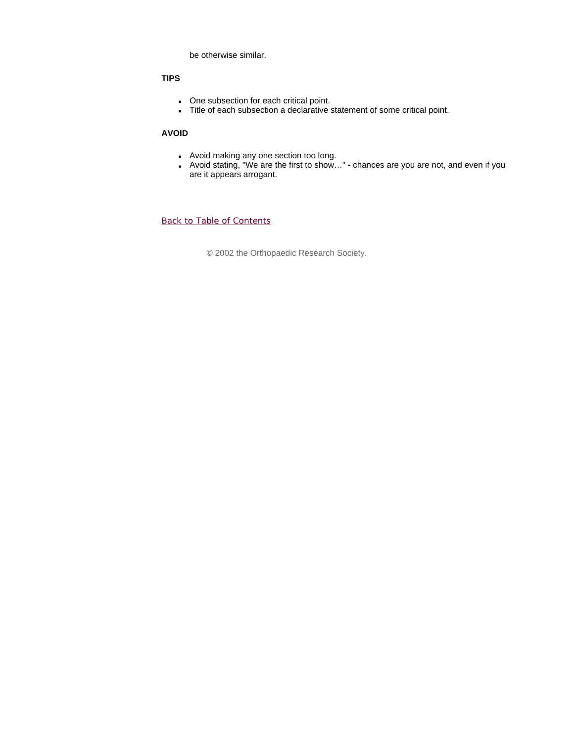be otherwise similar.

**TIPS**

- One subsection for each critical point.
- Title of each subsection a declarative statement of some critical point.

**AVOID**

- Avoid making any one section too long.
- Avoid stating, "We are the first to show…" - chances are you are not, and even if you are it appears arrogant.

Back to Table of Contents

© 2002 the Orthopaedic Research Society.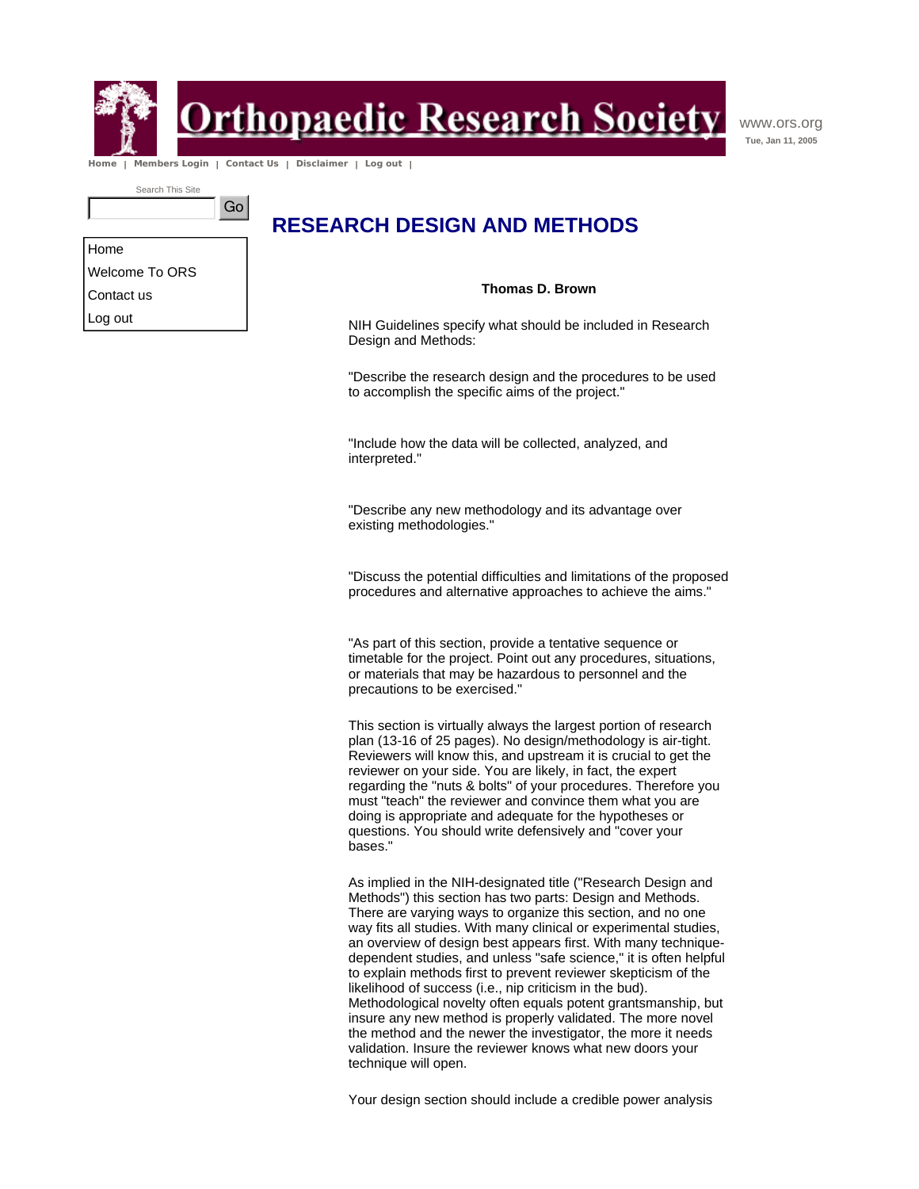# RESEARCH DESIGN AND METHODS

**Thomas D. Brown**

NIH Guidelines specify what should be included in Research Design and Methods:

"Describe the research design and the procedures to be used to accomplish the specific aims of the project."

"Include how the data will be collected, analyzed, and interpreted."

"Describe any new methodology and its advantage over existing methodologies."

"Discuss the potential difficulties and limitations of the proposed procedures and alternative approaches to achieve the aims."

"As part of this section, provide a tentative sequence or timetable for the project. Point out any procedures, situations, or materials that may be hazardous to personnel and the precautions to be exercised."

This section is virtually always the largest portion of research plan (13-16 of 25 pages). No design/methodology is air-tight. Reviewers will know this, and upstream it is crucial to get the reviewer on your side. You are likely, in fact, the expert regarding the "nuts & bolts" of your procedures. Therefore you must "teach" the reviewer and convince them what you are doing is appropriate and adequate for the hypotheses or questions. You should write defensively and "cover your bases."

As implied in the NIH-designated title ("Research Design and Methods") this section has two parts: Design and Methods. There are varying ways to organize this section, and no one way fits all studies. With many clinical or experimental studies, an overview of design best appears first. With many technique-dependent studies, and unless "safe science," it is often helpful to explain methods first to prevent reviewer skepticism of the likelihood of success (i.e., nip criticism in the bud). Methodological novelty often equals potent grantsmanship, but insure any new method is properly validated. The more novel the method and the newer the investigator, the more it needs validation. Insure the reviewer knows what new doors your technique will open.

Your design section should include a credible power analysis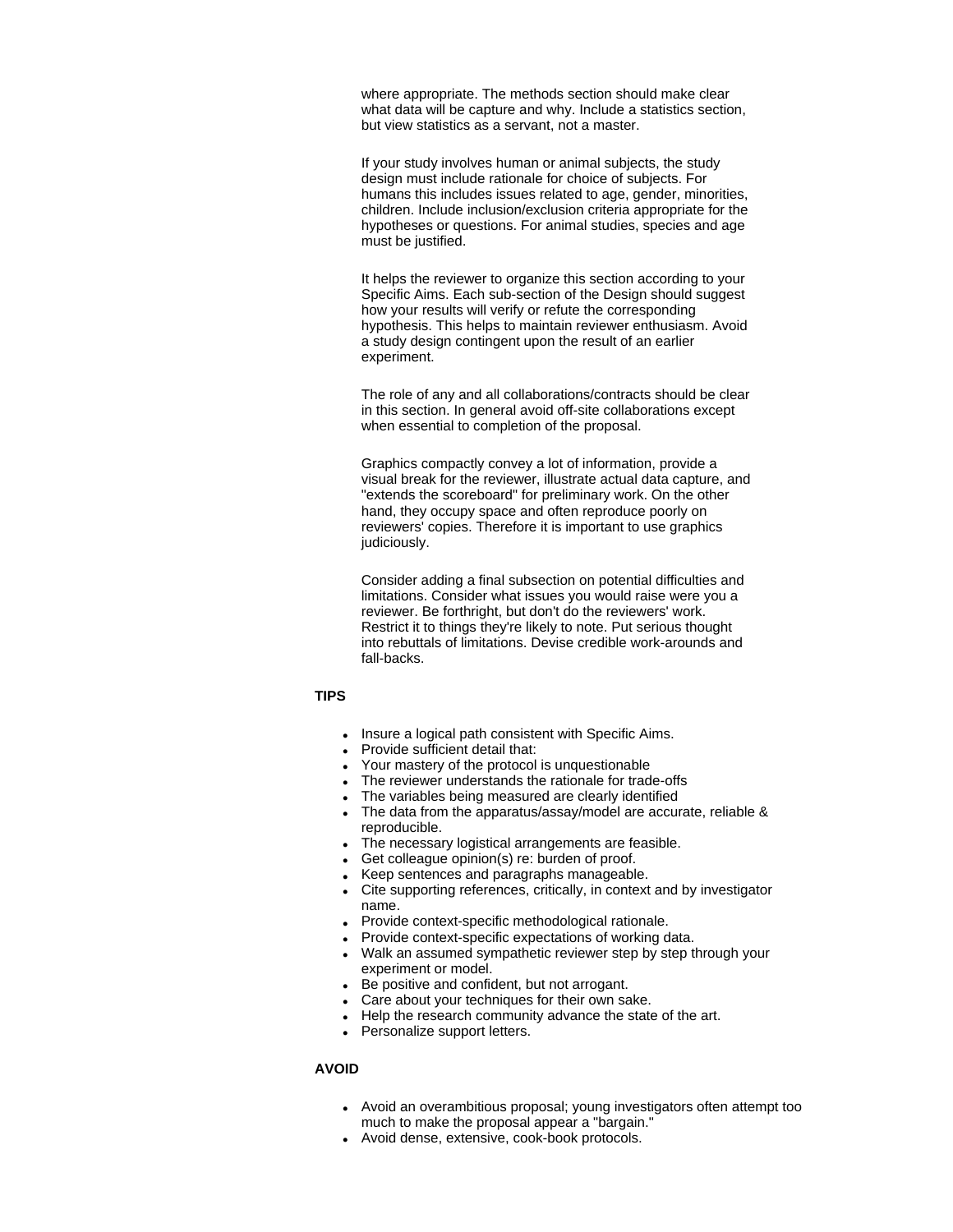where appropriate. The methods section should make clear what data will be capture and why. Include a statistics section, but view statistics as a servant, not a master.

If your study involves human or animal subjects, the study design must include rationale for choice of subjects. For humans this includes issues related to age, gender, minorities, children. Include inclusion/exclusion criteria appropriate for the hypotheses or questions. For animal studies, species and age must be justified.

It helps the reviewer to organize this section according to your Specific Aims. Each sub-section of the Design should suggest how your results will verify or refute the corresponding hypothesis. This helps to maintain reviewer enthusiasm. Avoid a study design contingent upon the result of an earlier experiment.

The role of any and all collaborations/contracts should be clear in this section. In general avoid off-site collaborations except when essential to completion of the proposal.

Graphics compactly convey a lot of information, provide a visual break for the reviewer, illustrate actual data capture, and "extends the scoreboard" for preliminary work. On the other hand, they occupy space and often reproduce poorly on reviewers' copies. Therefore it is important to use graphics judiciously.

Consider adding a final subsection on potential difficulties and limitations. Consider what issues you would raise were you a reviewer. Be forthright, but don't do the reviewers' work. Restrict it to things they're likely to note. Put serious thought into rebuttals of limitations. Devise credible work-arounds and fall-backs.

**TIPS**

- Insure a logical path consistent with Specific Aims.
- Provide sufficient detail that:
- Your mastery of the protocol is unquestionable
- The reviewer understands the rationale for trade-offs
- The variables being measured are clearly identified
- The data from the apparatus/assay/model are accurate, reliable & reproducible.
- The necessary logistical arrangements are feasible.
- Get colleague opinion(s) re: burden of proof.
- Keep sentences and paragraphs manageable.
- Cite supporting references, critically, in context and by investigator name.
- Provide context-specific methodological rationale.
- Provide context-specific expectations of working data.
- Walk an assumed sympathetic reviewer step by step through your experiment or model.
- Be positive and confident, but not arrogant.
- Care about your techniques for their own sake.
- Help the research community advance the state of the art.
- Personalize support letters.

**AVOID**

- Avoid an overambitious proposal; young investigators often attempt too much to make the proposal appear a "bargain."
- Avoid dense, extensive, cook-book protocols.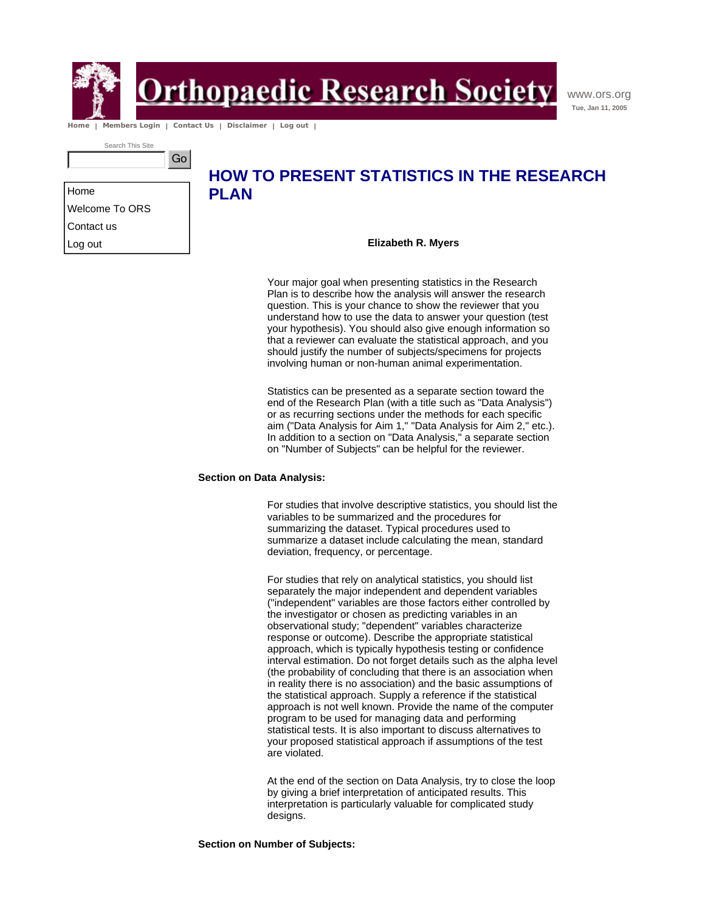# HOW TO PRESENT STATISTICS IN THE RESEARCH PLAN

**Elizabeth R. Myers**

Your major goal when presenting statistics in the Research Plan is to describe how the analysis will answer the research question. This is your chance to show the reviewer that you understand how to use the data to answer your question (test your hypothesis). You should also give enough information so that a reviewer can evaluate the statistical approach, and you should justify the number of subjects/specimens for projects involving human or non-human animal experimentation.

Statistics can be presented as a separate section toward the end of the Research Plan (with a title such as "Data Analysis") or as recurring sections under the methods for each specific aim ("Data Analysis for Aim 1," "Data Analysis for Aim 2," etc.). In addition to a section on "Data Analysis," a separate section on "Number of Subjects" can be helpful for the reviewer.

**Section on Data Analysis:**

For studies that involve descriptive statistics, you should list the variables to be summarized and the procedures for summarizing the dataset. Typical procedures used to summarize a dataset include calculating the mean, standard deviation, frequency, or percentage.

For studies that rely on analytical statistics, you should list separately the major independent and dependent variables ("independent" variables are those factors either controlled by the investigator or chosen as predicting variables in an observational study; "dependent" variables characterize response or outcome). Describe the appropriate statistical approach, which is typically hypothesis testing or confidence interval estimation. Do not forget details such as the alpha level (the probability of concluding that there is an association when in reality there is no association) and the basic assumptions of the statistical approach. Supply a reference if the statistical approach is not well known. Provide the name of the computer program to be used for managing data and performing statistical tests. It is also important to discuss alternatives to your proposed statistical approach if assumptions of the test are violated.

At the end of the section on Data Analysis, try to close the loop by giving a brief interpretation of anticipated results. This interpretation is particularly valuable for complicated study designs.

**Section on Number of Subjects:**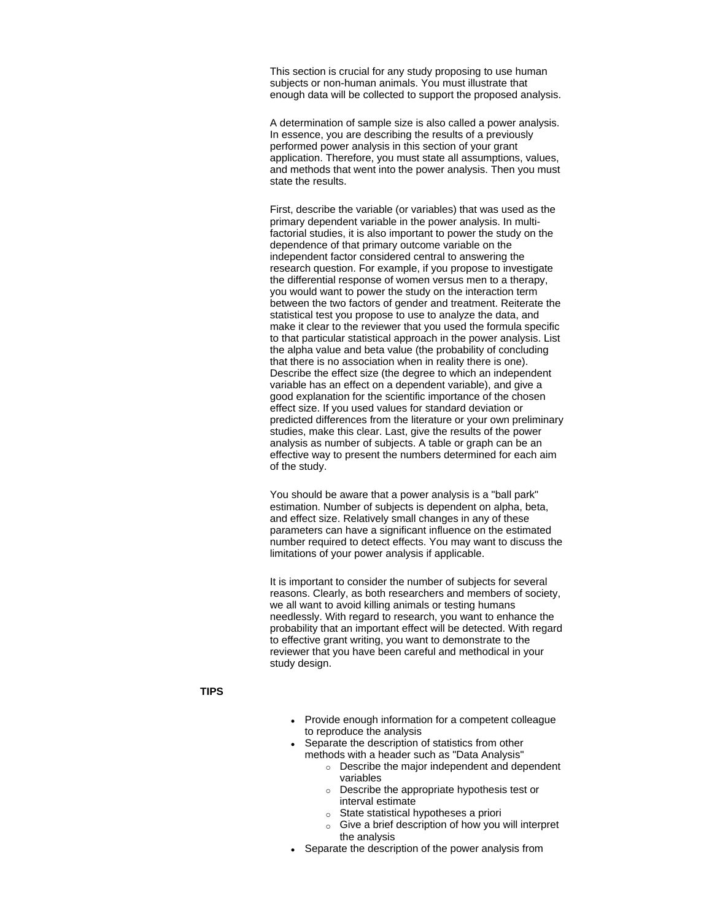This section is crucial for any study proposing to use human subjects or non-human animals. You must illustrate that enough data will be collected to support the proposed analysis.

A determination of sample size is also called a power analysis. In essence, you are describing the results of a previously performed power analysis in this section of your grant application. Therefore, you must state all assumptions, values, and methods that went into the power analysis. Then you must state the results.

First, describe the variable (or variables) that was used as the primary dependent variable in the power analysis. In multi-factorial studies, it is also important to power the study on the dependence of that primary outcome variable on the independent factor considered central to answering the research question. For example, if you propose to investigate the differential response of women versus men to a therapy, you would want to power the study on the interaction term between the two factors of gender and treatment. Reiterate the statistical test you propose to use to analyze the data, and make it clear to the reviewer that you used the formula specific to that particular statistical approach in the power analysis. List the alpha value and beta value (the probability of concluding that there is no association when in reality there is one). Describe the effect size (the degree to which an independent variable has an effect on a dependent variable), and give a good explanation for the scientific importance of the chosen effect size. If you used values for standard deviation or predicted differences from the literature or your own preliminary studies, make this clear. Last, give the results of the power analysis as number of subjects. A table or graph can be an effective way to present the numbers determined for each aim of the study.

You should be aware that a power analysis is a "ball park" estimation. Number of subjects is dependent on alpha, beta, and effect size. Relatively small changes in any of these parameters can have a significant influence on the estimated number required to detect effects. You may want to discuss the limitations of your power analysis if applicable.

It is important to consider the number of subjects for several reasons. Clearly, as both researchers and members of society, we all want to avoid killing animals or testing humans needlessly. With regard to research, you want to enhance the probability that an important effect will be detected. With regard to effective grant writing, you want to demonstrate to the reviewer that you have been careful and methodical in your study design.

**TIPS**

- Provide enough information for a competent colleague to reproduce the analysis
- Separate the description of statistics from other methods with a header such as "Data Analysis"
  - Describe the major independent and dependent variables
  - Describe the appropriate hypothesis test or interval estimate
  - State statistical hypotheses a priori
  - Give a brief description of how you will interpret the analysis
- Separate the description of the power analysis from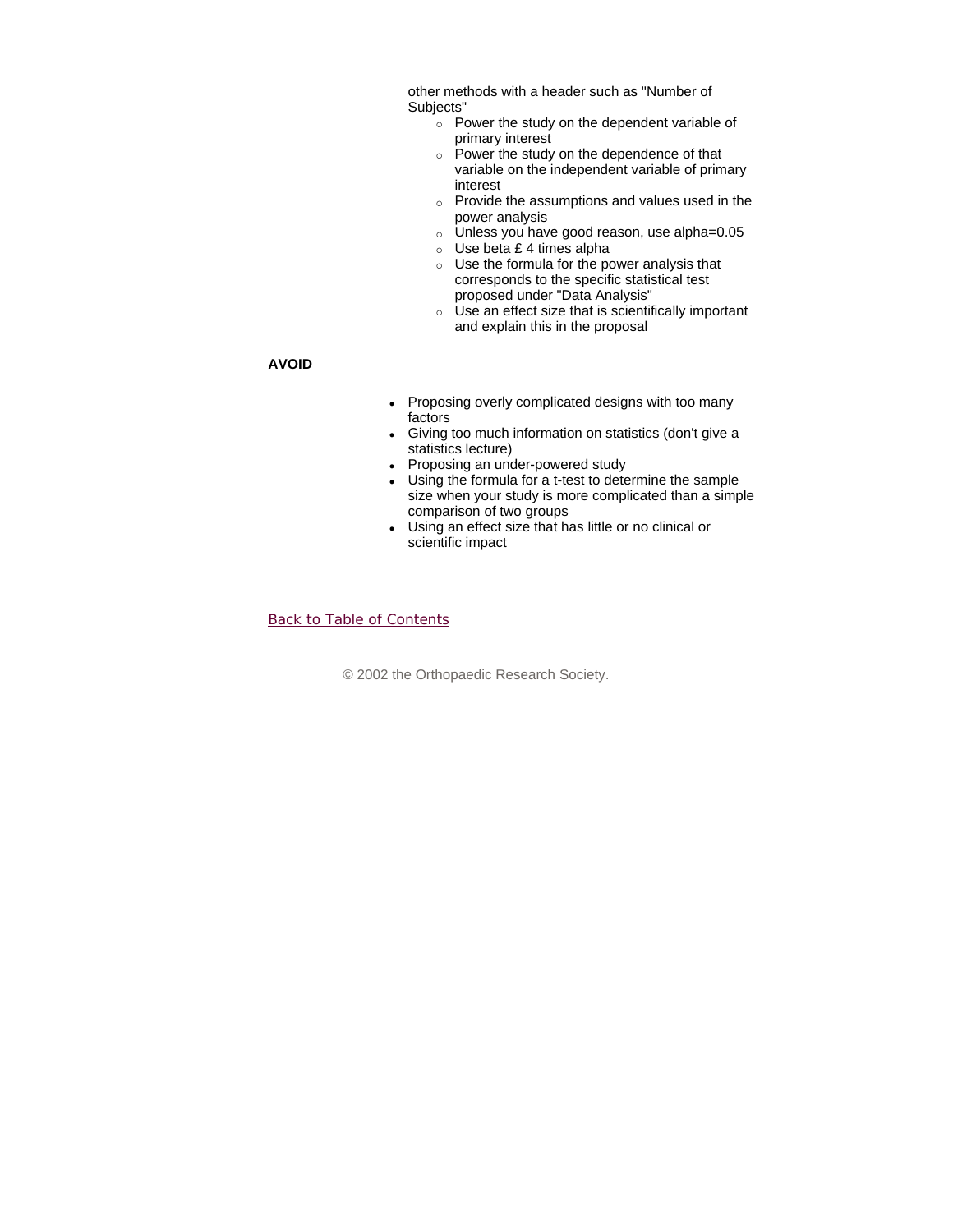other methods with a header such as "Number of Subjects"

- Power the study on the dependent variable of primary interest
- Power the study on the dependence of that variable on the independent variable of primary interest
- Provide the assumptions and values used in the power analysis
- Unless you have good reason, use alpha=0.05
- Use beta £ 4 times alpha
- Use the formula for the power analysis that corresponds to the specific statistical test proposed under "Data Analysis"
- Use an effect size that is scientifically important and explain this in the proposal

**AVOID**

- Proposing overly complicated designs with too many factors
- Giving too much information on statistics (don't give a statistics lecture)
- Proposing an under-powered study
- Using the formula for a t-test to determine the sample size when your study is more complicated than a simple comparison of two groups
- Using an effect size that has little or no clinical or scientific impact

Back to Table of Contents

© 2002 the Orthopaedic Research Society.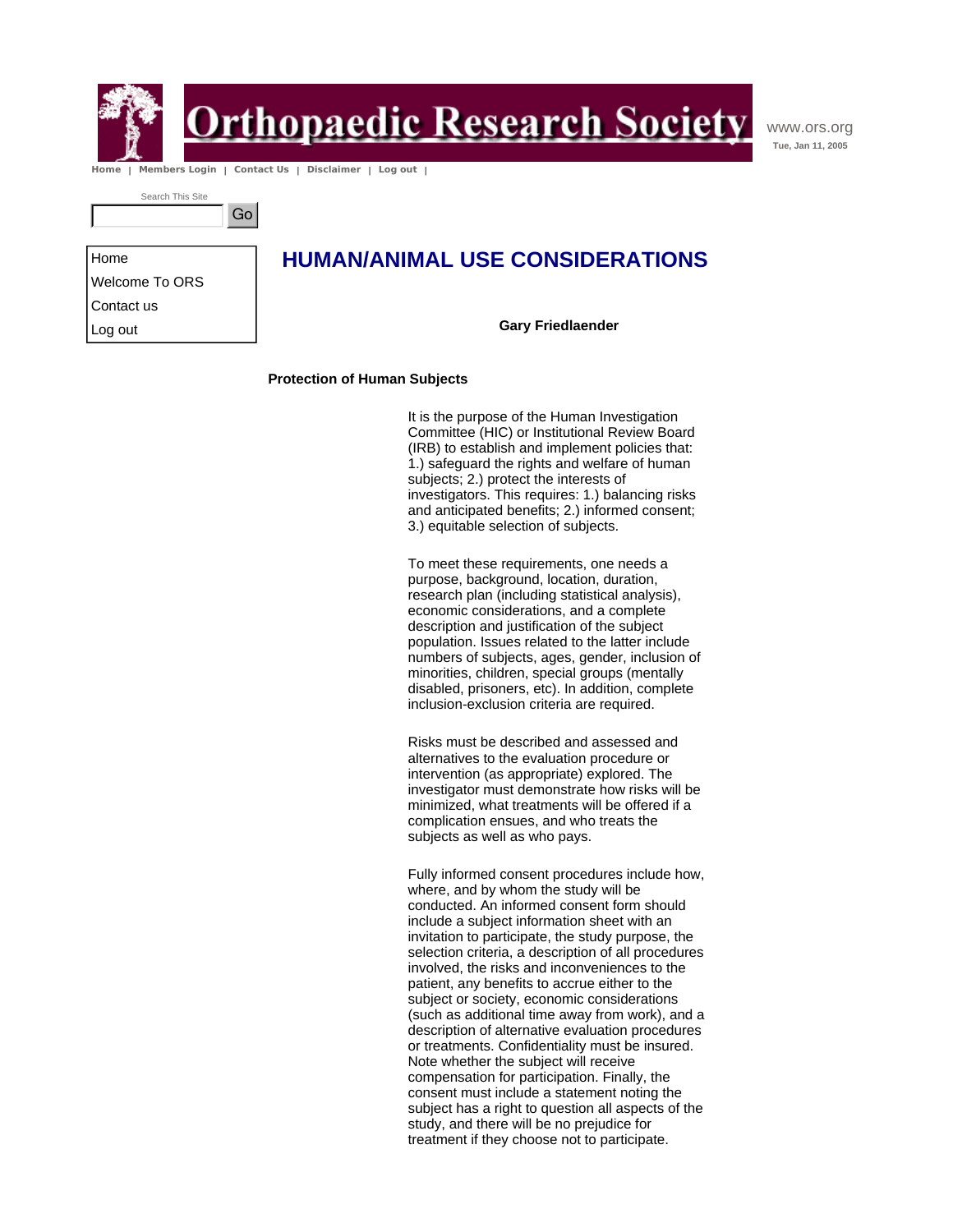# HUMAN/ANIMAL USE CONSIDERATIONS

**Gary Friedlaender**

## Protection of Human Subjects

It is the purpose of the Human Investigation Committee (HIC) or Institutional Review Board (IRB) to establish and implement policies that: 1.) safeguard the rights and welfare of human subjects; 2.) protect the interests of investigators. This requires: 1.) balancing risks and anticipated benefits; 2.) informed consent; 3.) equitable selection of subjects.

To meet these requirements, one needs a purpose, background, location, duration, research plan (including statistical analysis), economic considerations, and a complete description and justification of the subject population. Issues related to the latter include numbers of subjects, ages, gender, inclusion of minorities, children, special groups (mentally disabled, prisoners, etc). In addition, complete inclusion-exclusion criteria are required.

Risks must be described and assessed and alternatives to the evaluation procedure or intervention (as appropriate) explored. The investigator must demonstrate how risks will be minimized, what treatments will be offered if a complication ensues, and who treats the subjects as well as who pays.

Fully informed consent procedures include how, where, and by whom the study will be conducted. An informed consent form should include a subject information sheet with an invitation to participate, the study purpose, the selection criteria, a description of all procedures involved, the risks and inconveniences to the patient, any benefits to accrue either to the subject or society, economic considerations (such as additional time away from work), and a description of alternative evaluation procedures or treatments. Confidentiality must be insured. Note whether the subject will receive compensation for participation. Finally, the consent must include a statement noting the subject has a right to question all aspects of the study, and there will be no prejudice for treatment if they choose not to participate.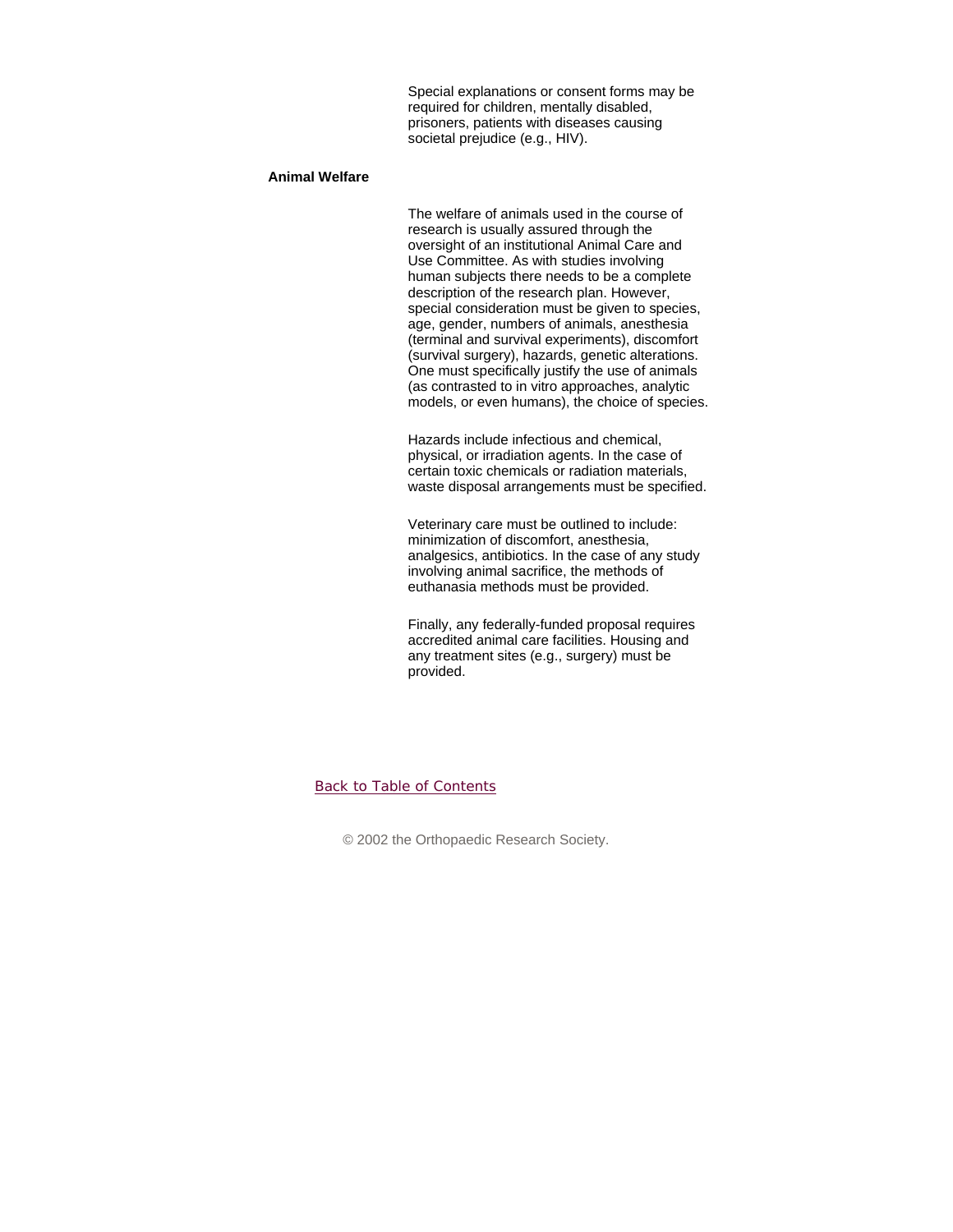Special explanations or consent forms may be required for children, mentally disabled, prisoners, patients with diseases causing societal prejudice (e.g., HIV).

**Animal Welfare**

The welfare of animals used in the course of research is usually assured through the oversight of an institutional Animal Care and Use Committee. As with studies involving human subjects there needs to be a complete description of the research plan. However, special consideration must be given to species, age, gender, numbers of animals, anesthesia (terminal and survival experiments), discomfort (survival surgery), hazards, genetic alterations. One must specifically justify the use of animals (as contrasted to in vitro approaches, analytic models, or even humans), the choice of species.

Hazards include infectious and chemical, physical, or irradiation agents. In the case of certain toxic chemicals or radiation materials, waste disposal arrangements must be specified.

Veterinary care must be outlined to include: minimization of discomfort, anesthesia, analgesics, antibiotics. In the case of any study involving animal sacrifice, the methods of euthanasia methods must be provided.

Finally, any federally-funded proposal requires accredited animal care facilities. Housing and any treatment sites (e.g., surgery) must be provided.

Back to Table of Contents

© 2002 the Orthopaedic Research Society.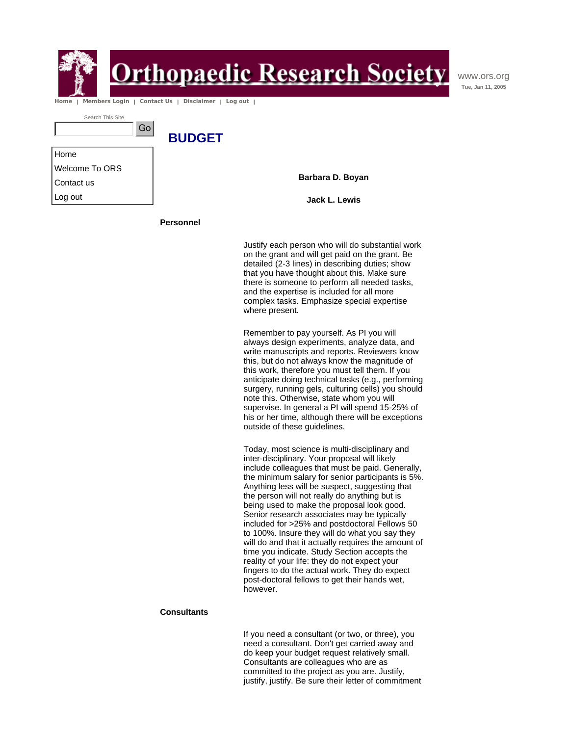# BUDGET

**Barbara D. Boyan**

**Jack L. Lewis**

**Personnel**

Justify each person who will do substantial work on the grant and will get paid on the grant. Be detailed (2-3 lines) in describing duties; show that you have thought about this. Make sure there is someone to perform all needed tasks, and the expertise is included for all more complex tasks. Emphasize special expertise where present.

Remember to pay yourself. As PI you will always design experiments, analyze data, and write manuscripts and reports. Reviewers know this, but do not always know the magnitude of this work, therefore you must tell them. If you anticipate doing technical tasks (e.g., performing surgery, running gels, culturing cells) you should note this. Otherwise, state whom you will supervise. In general a PI will spend 15-25% of his or her time, although there will be exceptions outside of these guidelines.

Today, most science is multi-disciplinary and inter-disciplinary. Your proposal will likely include colleagues that must be paid. Generally, the minimum salary for senior participants is 5%. Anything less will be suspect, suggesting that the person will not really do anything but is being used to make the proposal look good. Senior research associates may be typically included for >25% and postdoctoral Fellows 50 to 100%. Insure they will do what you say they will do and that it actually requires the amount of time you indicate. Study Section accepts the reality of your life: they do not expect your fingers to do the actual work. They do expect post-doctoral fellows to get their hands wet, however.

**Consultants**

If you need a consultant (or two, or three), you need a consultant. Don't get carried away and do keep your budget request relatively small. Consultants are colleagues who are as committed to the project as you are. Justify, justify, justify. Be sure their letter of commitment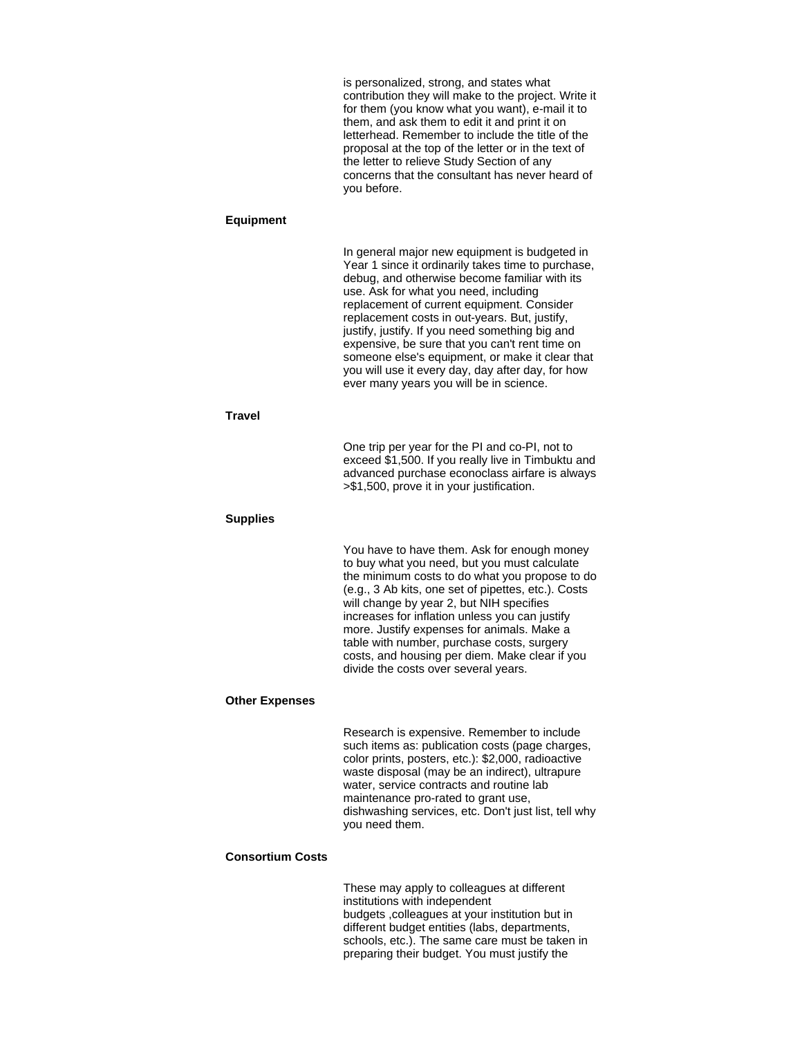is personalized, strong, and states what contribution they will make to the project. Write it for them (you know what you want), e-mail it to them, and ask them to edit it and print it on letterhead. Remember to include the title of the proposal at the top of the letter or in the text of the letter to relieve Study Section of any concerns that the consultant has never heard of you before.

**Equipment**

In general major new equipment is budgeted in Year 1 since it ordinarily takes time to purchase, debug, and otherwise become familiar with its use. Ask for what you need, including replacement of current equipment. Consider replacement costs in out-years. But, justify, justify, justify. If you need something big and expensive, be sure that you can't rent time on someone else's equipment, or make it clear that you will use it every day, day after day, for how ever many years you will be in science.

**Travel**

One trip per year for the PI and co-PI, not to exceed $1,500. If you really live in Timbuktu and advanced purchase econoclass airfare is always >$1,500, prove it in your justification.

**Supplies**

You have to have them. Ask for enough money to buy what you need, but you must calculate the minimum costs to do what you propose to do (e.g., 3 Ab kits, one set of pipettes, etc.). Costs will change by year 2, but NIH specifies increases for inflation unless you can justify more. Justify expenses for animals. Make a table with number, purchase costs, surgery costs, and housing per diem. Make clear if you divide the costs over several years.

**Other Expenses**

Research is expensive. Remember to include such items as: publication costs (page charges, color prints, posters, etc.): $2,000, radioactive waste disposal (may be an indirect), ultrapure water, service contracts and routine lab maintenance pro-rated to grant use, dishwashing services, etc. Don't just list, tell why you need them.

**Consortium Costs**

These may apply to colleagues at different institutions with independent budgets ,colleagues at your institution but in different budget entities (labs, departments, schools, etc.). The same care must be taken in preparing their budget. You must justify the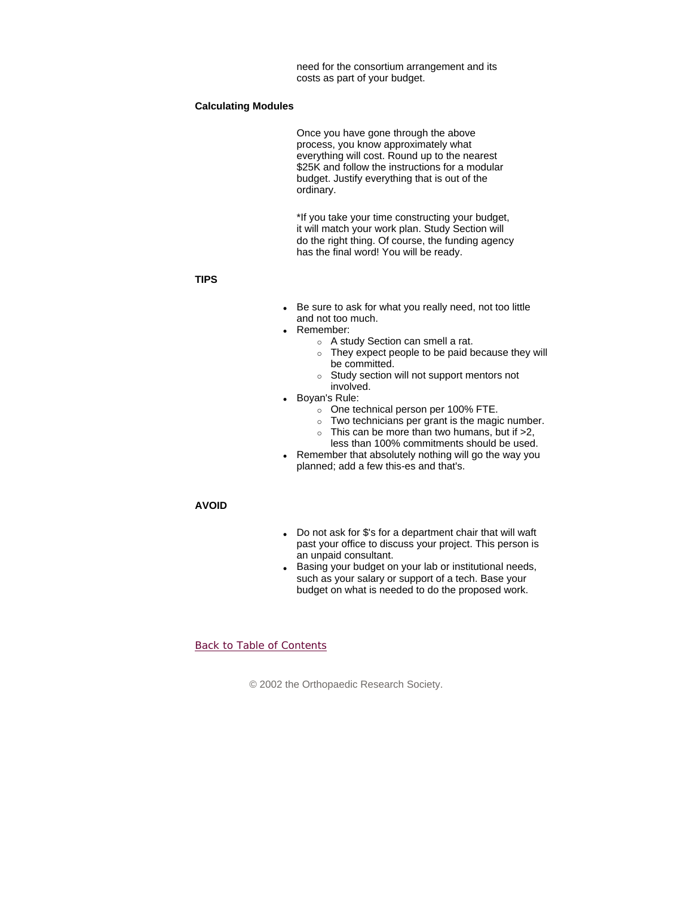need for the consortium arrangement and its costs as part of your budget.

**Calculating Modules**

Once you have gone through the above process, you know approximately what everything will cost. Round up to the nearest $25K and follow the instructions for a modular budget. Justify everything that is out of the ordinary.

*If you take your time constructing your budget, it will match your work plan. Study Section will do the right thing. Of course, the funding agency has the final word! You will be ready.

**TIPS**

- Be sure to ask for what you really need, not too little and not too much.
- Remember:
  - A study Section can smell a rat.
  - They expect people to be paid because they will be committed.
  - Study section will not support mentors not involved.
- Boyan's Rule:
  - One technical person per 100% FTE.
  - Two technicians per grant is the magic number.
  - This can be more than two humans, but if >2, less than 100% commitments should be used.
- Remember that absolutely nothing will go the way you planned; add a few this-es and that's.

**AVOID**

- Do not ask for $'s for a department chair that will waft past your office to discuss your project. This person is an unpaid consultant.
- Basing your budget on your lab or institutional needs, such as your salary or support of a tech. Base your budget on what is needed to do the proposed work.

Back to Table of Contents

© 2002 the Orthopaedic Research Society.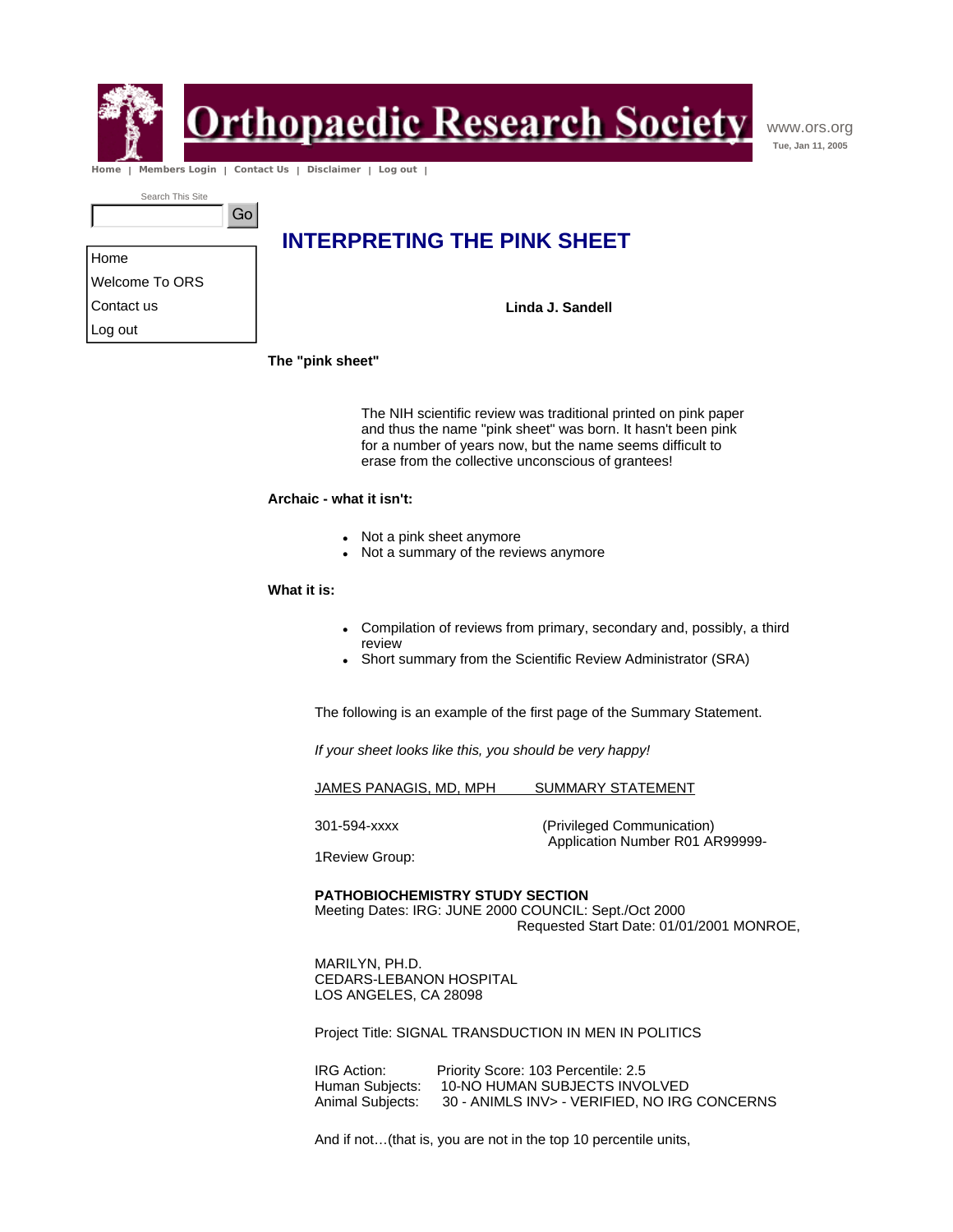Orthopaedic Research Society

www.ors.org
Tue, Jan 11, 2005

Home | Members Login | Contact Us | Disclaimer | Log out |

Search This Site

Home
Welcome To ORS
Contact us
Log out

# INTERPRETING THE PINK SHEET

**Linda J. Sandell**

**The "pink sheet"**

The NIH scientific review was traditional printed on pink paper and thus the name "pink sheet" was born. It hasn't been pink for a number of years now, but the name seems difficult to erase from the collective unconscious of grantees!

**Archaic - what it isn't:**

- Not a pink sheet anymore
- Not a summary of the reviews anymore

**What it is:**

- Compilation of reviews from primary, secondary and, possibly, a third review
- Short summary from the Scientific Review Administrator (SRA)

The following is an example of the first page of the Summary Statement.

*If your sheet looks like this, you should be very happy!*

JAMES PANAGIS, MD, MPH SUMMARY STATEMENT

301-594-xxxx (Privileged Communication)
Application Number R01 AR99999-

1Review Group:

**PATHOBIOCHEMISTRY STUDY SECTION**
Meeting Dates: IRG: JUNE 2000 COUNCIL: Sept./Oct 2000
Requested Start Date: 01/01/2001 MONROE,

MARILYN, PH.D.
CEDARS-LEBANON HOSPITAL
LOS ANGELES, CA 28098

Project Title: SIGNAL TRANSDUCTION IN MEN IN POLITICS

IRG Action: Priority Score: 103 Percentile: 2.5
Human Subjects: 10-NO HUMAN SUBJECTS INVOLVED
Animal Subjects: 30 - ANIMLS INV> - VERIFIED, NO IRG CONCERNS

And if not…(that is, you are not in the top 10 percentile units,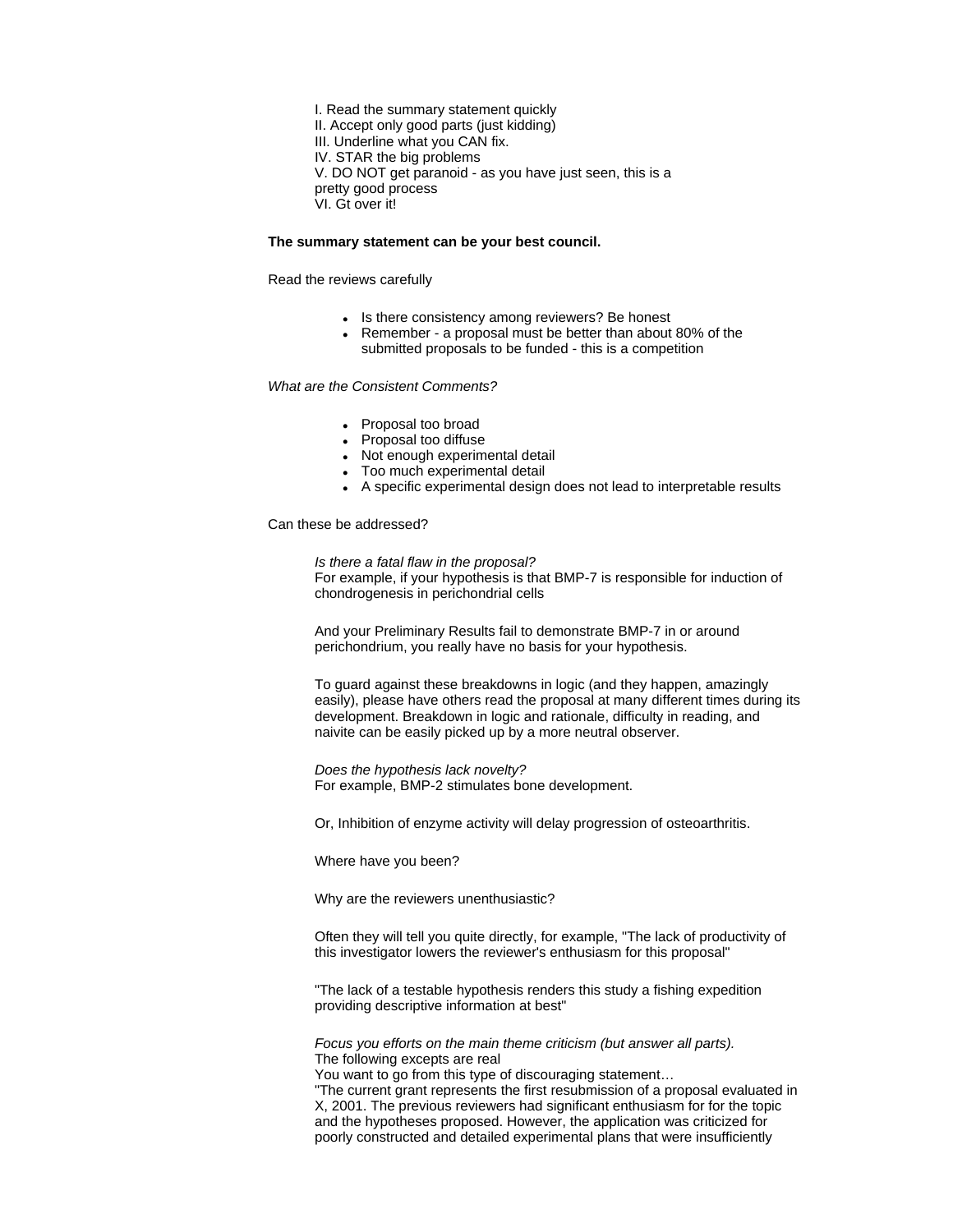I. Read the summary statement quickly
II. Accept only good parts (just kidding)
III. Underline what you CAN fix.
IV. STAR the big problems
V. DO NOT get paranoid - as you have just seen, this is a pretty good process
VI. Gt over it!

**The summary statement can be your best council.**

Read the reviews carefully

- Is there consistency among reviewers? Be honest
- Remember - a proposal must be better than about 80% of the submitted proposals to be funded - this is a competition

*What are the Consistent Comments?*

- Proposal too broad
- Proposal too diffuse
- Not enough experimental detail
- Too much experimental detail
- A specific experimental design does not lead to interpretable results

Can these be addressed?

*Is there a fatal flaw in the proposal?*
For example, if your hypothesis is that BMP-7 is responsible for induction of chondrogenesis in perichondrial cells

And your Preliminary Results fail to demonstrate BMP-7 in or around perichondrium, you really have no basis for your hypothesis.

To guard against these breakdowns in logic (and they happen, amazingly easily), please have others read the proposal at many different times during its development. Breakdown in logic and rationale, difficulty in reading, and naivite can be easily picked up by a more neutral observer.

*Does the hypothesis lack novelty?*
For example, BMP-2 stimulates bone development.

Or, Inhibition of enzyme activity will delay progression of osteoarthritis.

Where have you been?

Why are the reviewers unenthusiastic?

Often they will tell you quite directly, for example, "The lack of productivity of this investigator lowers the reviewer's enthusiasm for this proposal"

"The lack of a testable hypothesis renders this study a fishing expedition providing descriptive information at best"

*Focus you efforts on the main theme criticism (but answer all parts).*
The following excepts are real
You want to go from this type of discouraging statement…
"The current grant represents the first resubmission of a proposal evaluated in X, 2001. The previous reviewers had significant enthusiasm for for the topic and the hypotheses proposed. However, the application was criticized for poorly constructed and detailed experimental plans that were insufficiently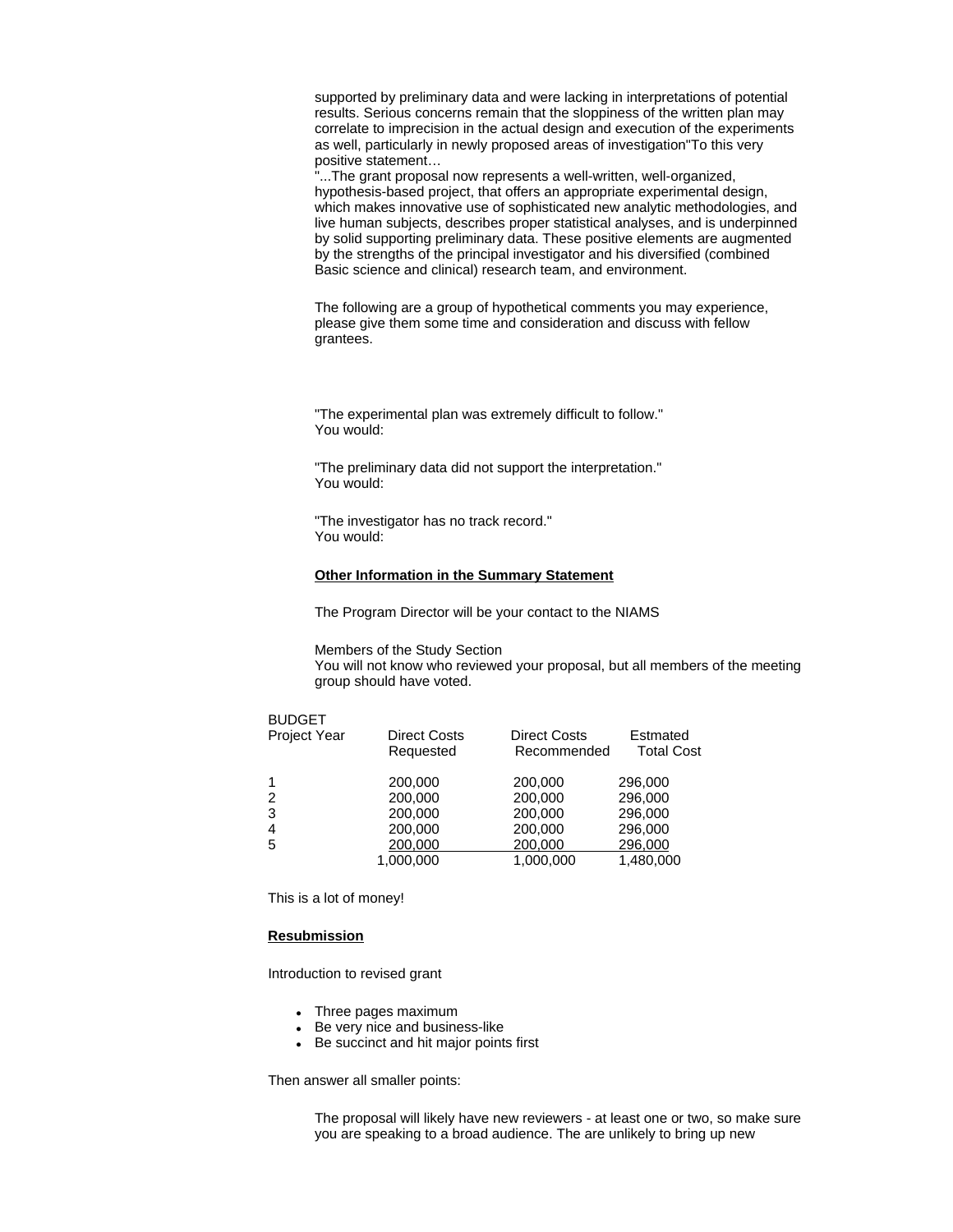supported by preliminary data and were lacking in interpretations of potential results. Serious concerns remain that the sloppiness of the written plan may correlate to imprecision in the actual design and execution of the experiments as well, particularly in newly proposed areas of investigation"To this very positive statement…

"...The grant proposal now represents a well-written, well-organized, hypothesis-based project, that offers an appropriate experimental design, which makes innovative use of sophisticated new analytic methodologies, and live human subjects, describes proper statistical analyses, and is underpinned by solid supporting preliminary data. These positive elements are augmented by the strengths of the principal investigator and his diversified (combined Basic science and clinical) research team, and environment.

The following are a group of hypothetical comments you may experience, please give them some time and consideration and discuss with fellow grantees.

"The experimental plan was extremely difficult to follow."
You would:

"The preliminary data did not support the interpretation."
You would:

"The investigator has no track record."
You would:

**Other Information in the Summary Statement**

The Program Director will be your contact to the NIAMS

Members of the Study Section
You will not know who reviewed your proposal, but all members of the meeting group should have voted.

BUDGET

| Project Year | Direct Costs Requested | Direct Costs Recommended | Estmated Total Cost |
|---|---|---|---|
| 1 | 200,000 | 200,000 | 296,000 |
| 2 | 200,000 | 200,000 | 296,000 |
| 3 | 200,000 | 200,000 | 296,000 |
| 4 | 200,000 | 200,000 | 296,000 |
| 5 | 200,000 | 200,000 | 296,000 |
| | 1,000,000 | 1,000,000 | 1,480,000 |

This is a lot of money!

**Resubmission**

Introduction to revised grant

- Three pages maximum
- Be very nice and business-like
- Be succinct and hit major points first

Then answer all smaller points:

The proposal will likely have new reviewers - at least one or two, so make sure you are speaking to a broad audience. The are unlikely to bring up new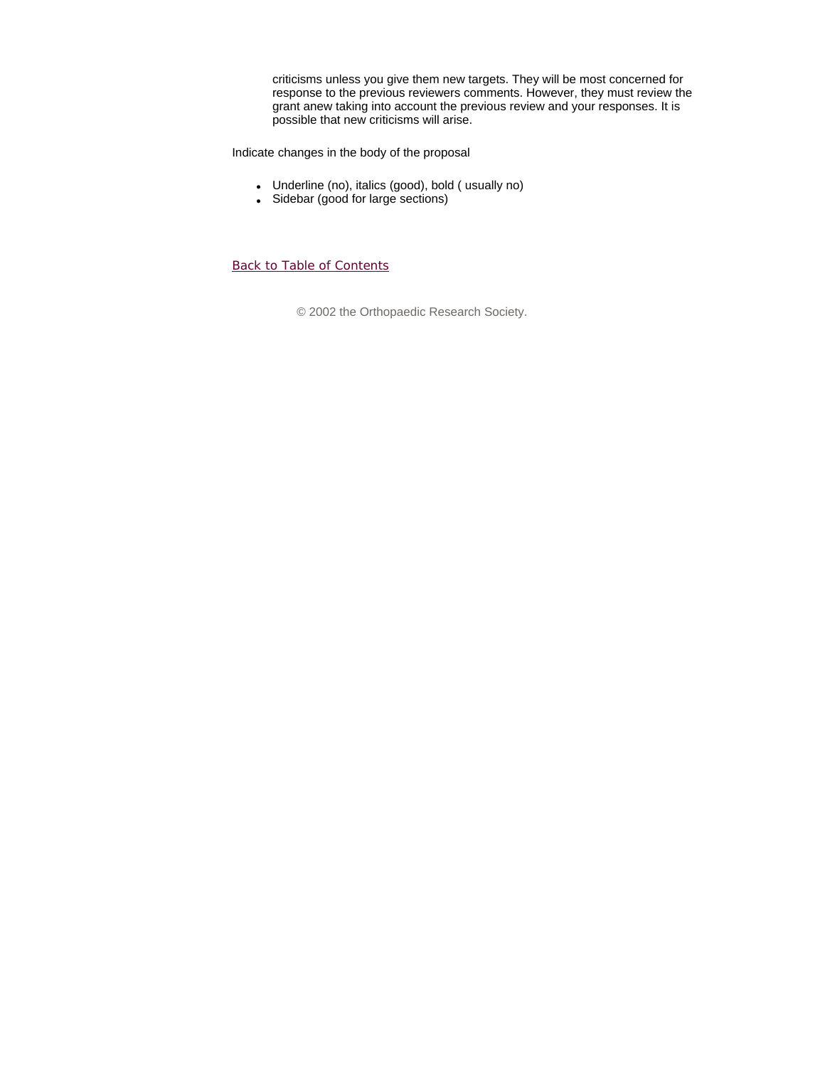criticisms unless you give them new targets. They will be most concerned for response to the previous reviewers comments. However, they must review the grant anew taking into account the previous review and your responses. It is possible that new criticisms will arise.

Indicate changes in the body of the proposal

- Underline (no), italics (good), bold ( usually no)
- Sidebar (good for large sections)

Back to Table of Contents

© 2002 the Orthopaedic Research Society.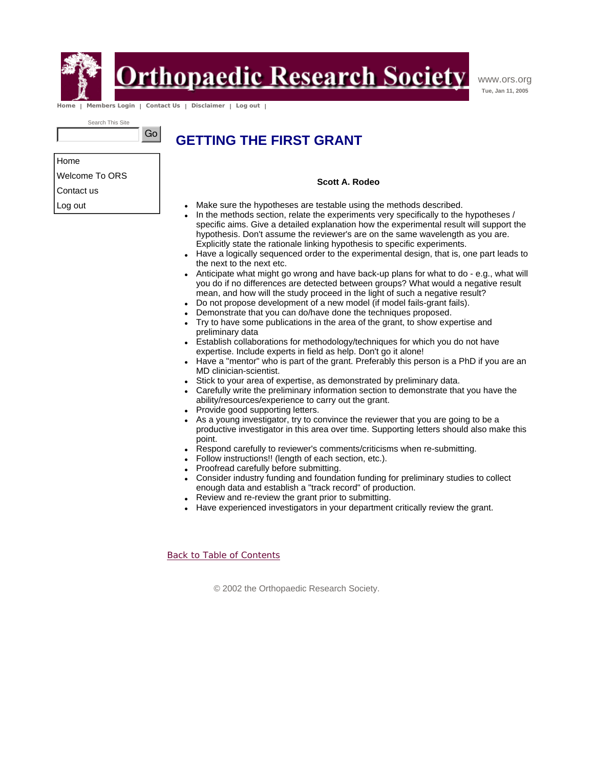# GETTING THE FIRST GRANT

**Scott A. Rodeo**

- Make sure the hypotheses are testable using the methods described.
- In the methods section, relate the experiments very specifically to the hypotheses / specific aims. Give a detailed explanation how the experimental result will support the hypothesis. Don't assume the reviewer's are on the same wavelength as you are. Explicitly state the rationale linking hypothesis to specific experiments.
- Have a logically sequenced order to the experimental design, that is, one part leads to the next to the next etc.
- Anticipate what might go wrong and have back-up plans for what to do - e.g., what will you do if no differences are detected between groups? What would a negative result mean, and how will the study proceed in the light of such a negative result?
- Do not propose development of a new model (if model fails-grant fails).
- Demonstrate that you can do/have done the techniques proposed.
- Try to have some publications in the area of the grant, to show expertise and preliminary data
- Establish collaborations for methodology/techniques for which you do not have expertise. Include experts in field as help. Don't go it alone!
- Have a "mentor" who is part of the grant. Preferably this person is a PhD if you are an MD clinician-scientist.
- Stick to your area of expertise, as demonstrated by preliminary data.
- Carefully write the preliminary information section to demonstrate that you have the ability/resources/experience to carry out the grant.
- Provide good supporting letters.
- As a young investigator, try to convince the reviewer that you are going to be a productive investigator in this area over time. Supporting letters should also make this point.
- Respond carefully to reviewer's comments/criticisms when re-submitting.
- Follow instructions!! (length of each section, etc.).
- Proofread carefully before submitting.
- Consider industry funding and foundation funding for preliminary studies to collect enough data and establish a "track record" of production.
- Review and re-review the grant prior to submitting.
- Have experienced investigators in your department critically review the grant.

Back to Table of Contents

© 2002 the Orthopaedic Research Society.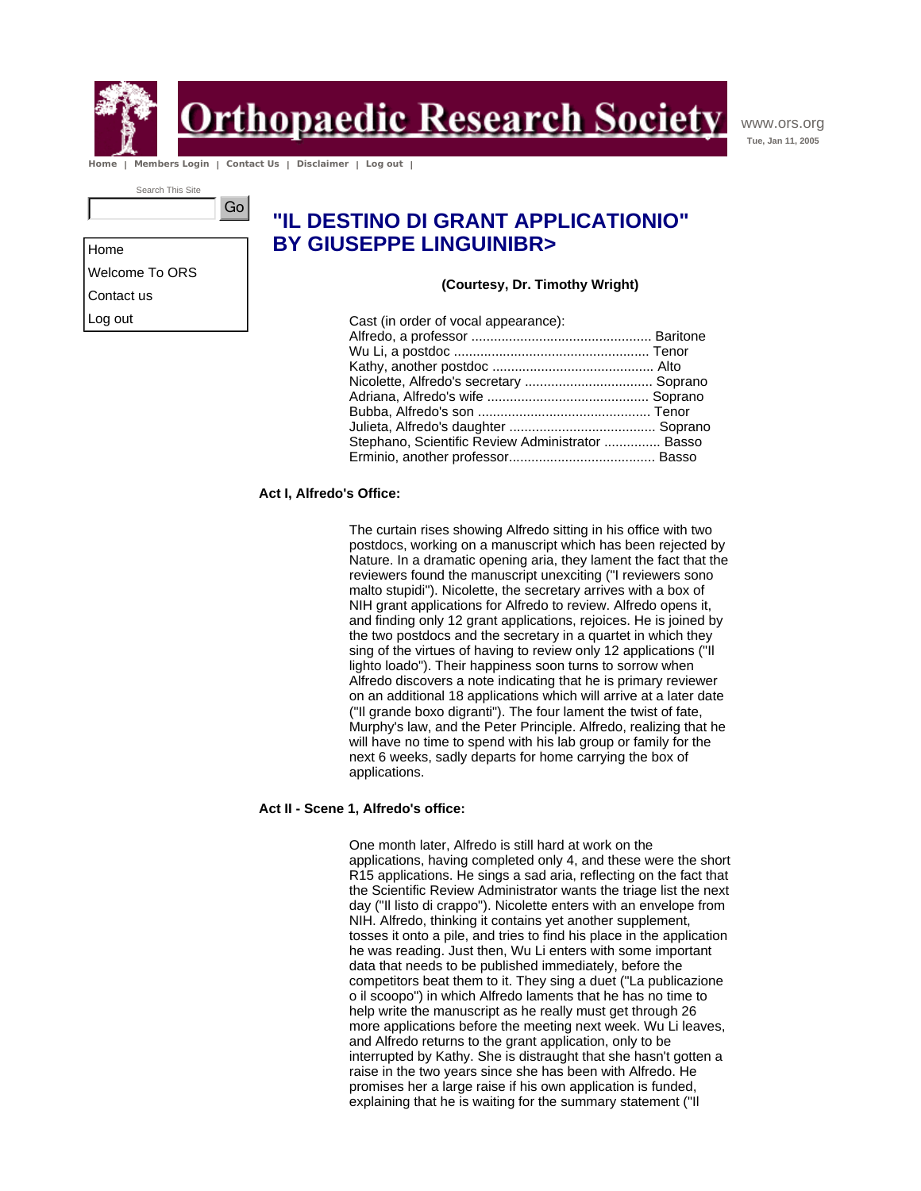Home | Members Login | Contact Us | Disclaimer | Log out |

Search This Site

Go

Home

Welcome To ORS

Contact us

Log out

# "IL DESTINO DI GRANT APPLICATIONIO" BY GIUSEPPE LINGUINIBR>

**(Courtesy, Dr. Timothy Wright)**

Cast (in order of vocal appearance):
Alfredo, a professor ................................................ Baritone
Wu Li, a postdoc .................................................... Tenor
Kathy, another postdoc ........................................... Alto
Nicolette, Alfredo's secretary .................................. Soprano
Adriana, Alfredo's wife ........................................... Soprano
Bubba, Alfredo's son .............................................. Tenor
Julieta, Alfredo's daughter ....................................... Soprano
Stephano, Scientific Review Administrator ............... Basso
Erminio, another professor....................................... Basso

**Act I, Alfredo's Office:**

The curtain rises showing Alfredo sitting in his office with two postdocs, working on a manuscript which has been rejected by Nature. In a dramatic opening aria, they lament the fact that the reviewers found the manuscript unexciting ("I reviewers sono malto stupidi"). Nicolette, the secretary arrives with a box of NIH grant applications for Alfredo to review. Alfredo opens it, and finding only 12 grant applications, rejoices. He is joined by the two postdocs and the secretary in a quartet in which they sing of the virtues of having to review only 12 applications ("Il lighto loado"). Their happiness soon turns to sorrow when Alfredo discovers a note indicating that he is primary reviewer on an additional 18 applications which will arrive at a later date ("Il grande boxo digranti"). The four lament the twist of fate, Murphy's law, and the Peter Principle. Alfredo, realizing that he will have no time to spend with his lab group or family for the next 6 weeks, sadly departs for home carrying the box of applications.

**Act II - Scene 1, Alfredo's office:**

One month later, Alfredo is still hard at work on the applications, having completed only 4, and these were the short R15 applications. He sings a sad aria, reflecting on the fact that the Scientific Review Administrator wants the triage list the next day ("Il listo di crappo"). Nicolette enters with an envelope from NIH. Alfredo, thinking it contains yet another supplement, tosses it onto a pile, and tries to find his place in the application he was reading. Just then, Wu Li enters with some important data that needs to be published immediately, before the competitors beat them to it. They sing a duet ("La publicazione o il scoopo") in which Alfredo laments that he has no time to help write the manuscript as he really must get through 26 more applications before the meeting next week. Wu Li leaves, and Alfredo returns to the grant application, only to be interrupted by Kathy. She is distraught that she hasn't gotten a raise in the two years since she has been with Alfredo. He promises her a large raise if his own application is funded, explaining that he is waiting for the summary statement ("Il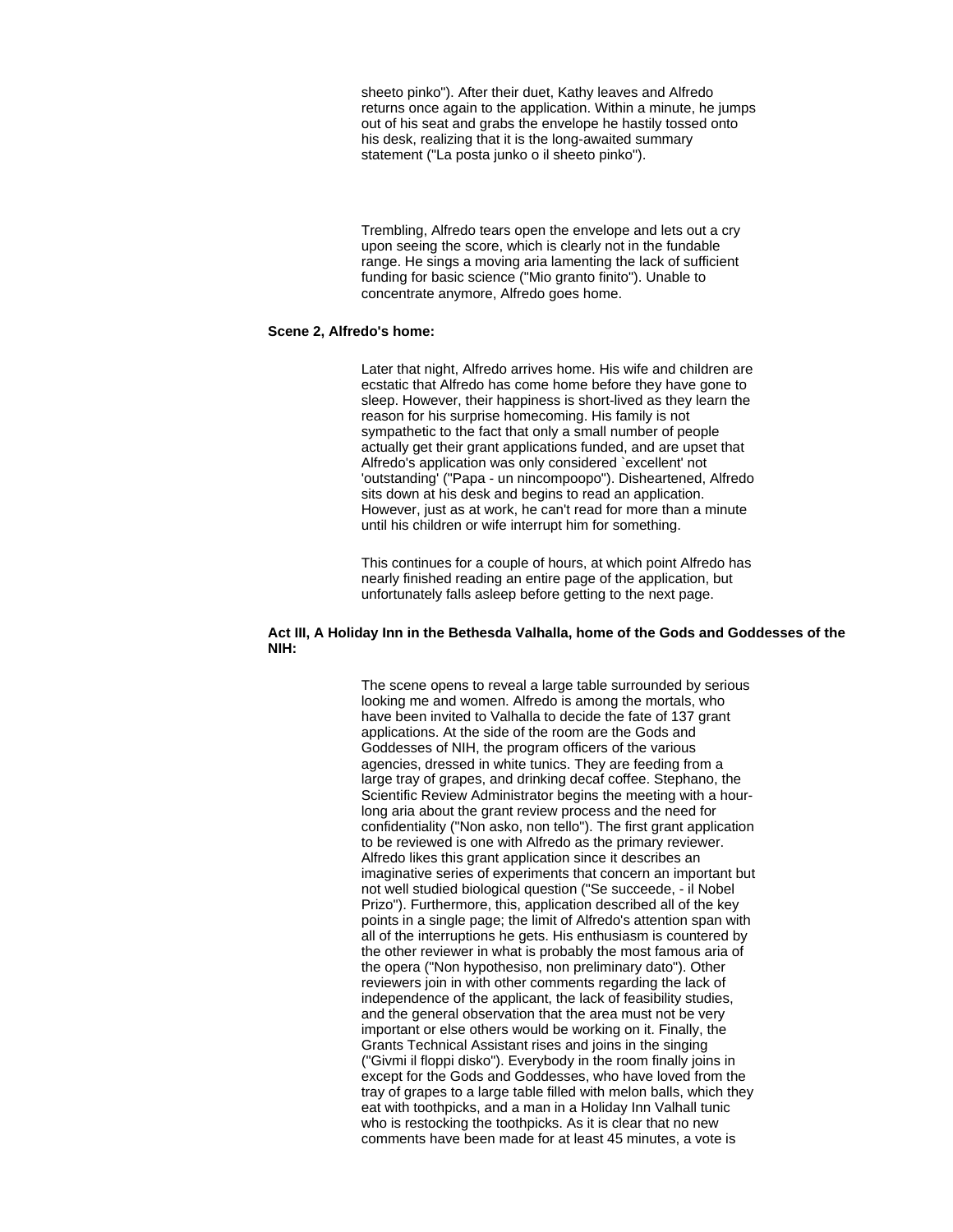sheeto pinko"). After their duet, Kathy leaves and Alfredo returns once again to the application. Within a minute, he jumps out of his seat and grabs the envelope he hastily tossed onto his desk, realizing that it is the long-awaited summary statement ("La posta junko o il sheeto pinko").

Trembling, Alfredo tears open the envelope and lets out a cry upon seeing the score, which is clearly not in the fundable range. He sings a moving aria lamenting the lack of sufficient funding for basic science ("Mio granto finito"). Unable to concentrate anymore, Alfredo goes home.

**Scene 2, Alfredo's home:**

Later that night, Alfredo arrives home. His wife and children are ecstatic that Alfredo has come home before they have gone to sleep. However, their happiness is short-lived as they learn the reason for his surprise homecoming. His family is not sympathetic to the fact that only a small number of people actually get their grant applications funded, and are upset that Alfredo's application was only considered `excellent' not 'outstanding' ("Papa - un nincompoopo"). Disheartened, Alfredo sits down at his desk and begins to read an application. However, just as at work, he can't read for more than a minute until his children or wife interrupt him for something.

This continues for a couple of hours, at which point Alfredo has nearly finished reading an entire page of the application, but unfortunately falls asleep before getting to the next page.

**Act III, A Holiday Inn in the Bethesda Valhalla, home of the Gods and Goddesses of the NIH:**

The scene opens to reveal a large table surrounded by serious looking me and women. Alfredo is among the mortals, who have been invited to Valhalla to decide the fate of 137 grant applications. At the side of the room are the Gods and Goddesses of NIH, the program officers of the various agencies, dressed in white tunics. They are feeding from a large tray of grapes, and drinking decaf coffee. Stephano, the Scientific Review Administrator begins the meeting with a hour-long aria about the grant review process and the need for confidentiality ("Non asko, non tello"). The first grant application to be reviewed is one with Alfredo as the primary reviewer. Alfredo likes this grant application since it describes an imaginative series of experiments that concern an important but not well studied biological question ("Se succeede, - il Nobel Prizo"). Furthermore, this, application described all of the key points in a single page; the limit of Alfredo's attention span with all of the interruptions he gets. His enthusiasm is countered by the other reviewer in what is probably the most famous aria of the opera ("Non hypothesiso, non preliminary dato"). Other reviewers join in with other comments regarding the lack of independence of the applicant, the lack of feasibility studies, and the general observation that the area must not be very important or else others would be working on it. Finally, the Grants Technical Assistant rises and joins in the singing ("Givmi il floppi disko"). Everybody in the room finally joins in except for the Gods and Goddesses, who have loved from the tray of grapes to a large table filled with melon balls, which they eat with toothpicks, and a man in a Holiday Inn Valhall tunic who is restocking the toothpicks. As it is clear that no new comments have been made for at least 45 minutes, a vote is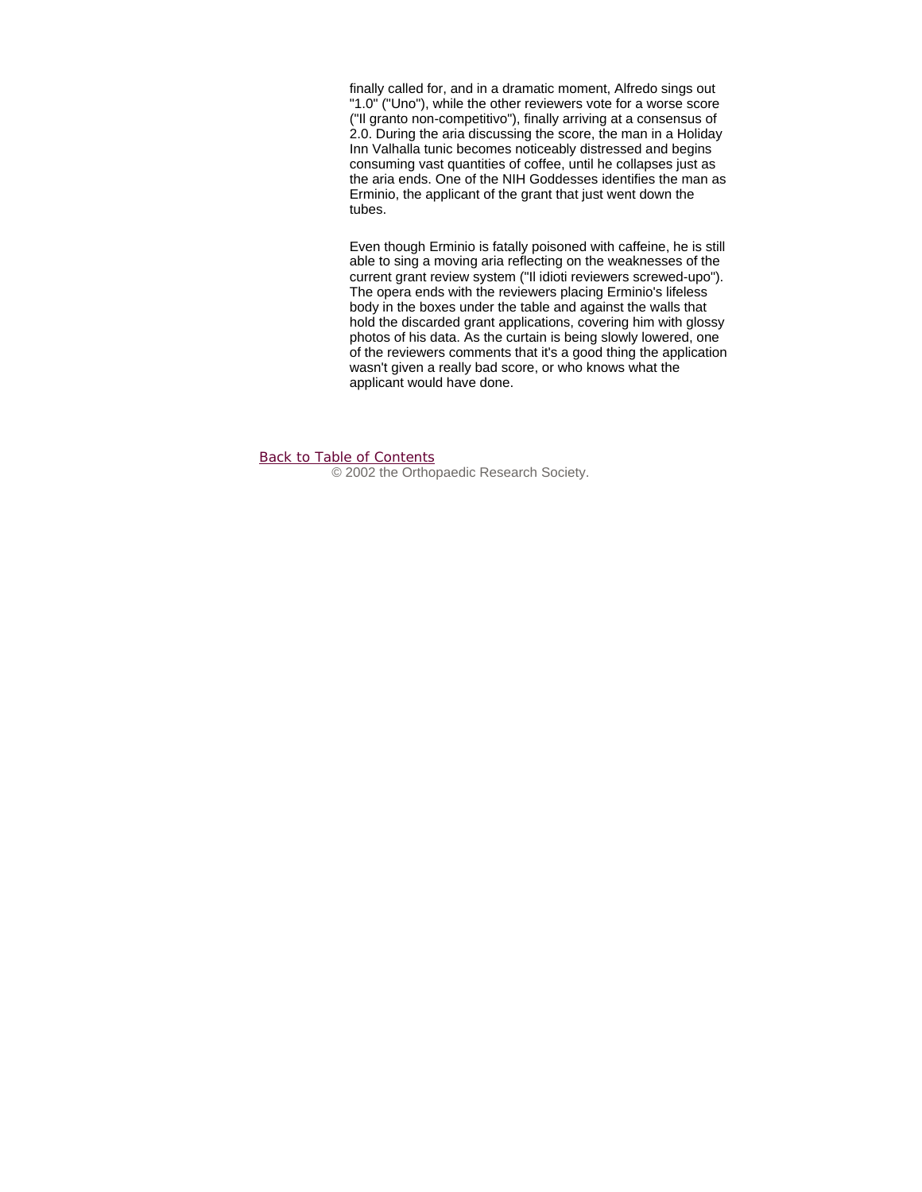finally called for, and in a dramatic moment, Alfredo sings out "1.0" ("Uno"), while the other reviewers vote for a worse score ("Il granto non-competitivo"), finally arriving at a consensus of 2.0. During the aria discussing the score, the man in a Holiday Inn Valhalla tunic becomes noticeably distressed and begins consuming vast quantities of coffee, until he collapses just as the aria ends. One of the NIH Goddesses identifies the man as Erminio, the applicant of the grant that just went down the tubes.

Even though Erminio is fatally poisoned with caffeine, he is still able to sing a moving aria reflecting on the weaknesses of the current grant review system ("Il idioti reviewers screwed-upo"). The opera ends with the reviewers placing Erminio's lifeless body in the boxes under the table and against the walls that hold the discarded grant applications, covering him with glossy photos of his data. As the curtain is being slowly lowered, one of the reviewers comments that it's a good thing the application wasn't given a really bad score, or who knows what the applicant would have done.

Back to Table of Contents

© 2002 the Orthopaedic Research Society.